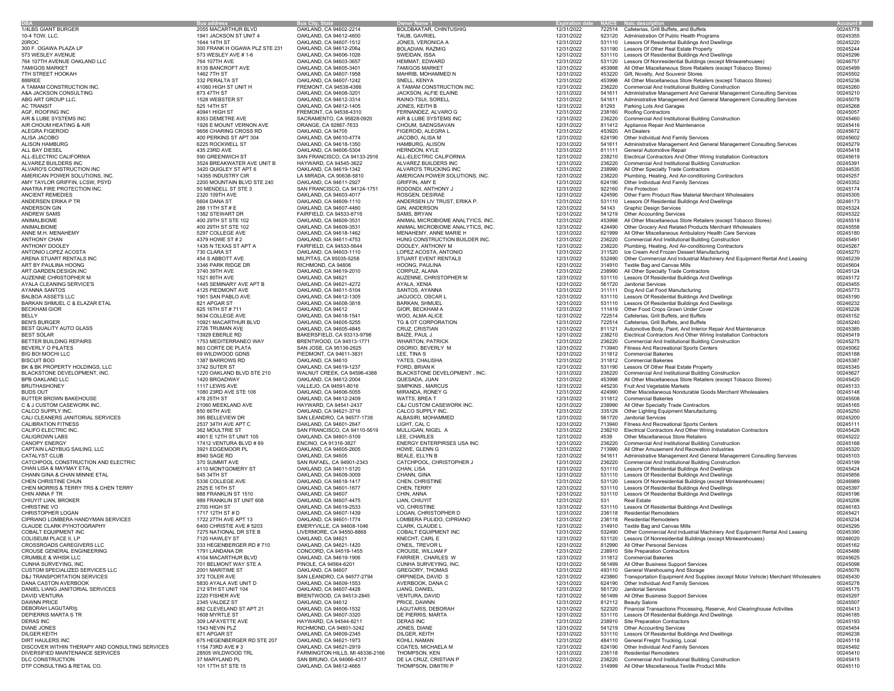| DBA | Bus address | Bus City, State | Owner Name 1 | Expiration date | NAICS | Naic description | Account # |
|---|---|---|---|---|---|---|---|
| 1/4LBS GIANT BURGER | 2055 MACARTHUR BLVD | OAKLAND, CA 94602-2214 | BOLDBAATAR, CHINTUSHIG | 12/31/2022 | 722514 | Cafeterias, Grill Buffets, and Buffets | 00245778 |
| 10-4 TOW, LLC. | 1941 JACKSON ST UNIT 4 | OAKLAND, CA 94612-4600 | TAUB, GAVRIEL | 12/31/2022 | 923120 | Administration Of Public Health Programs | 00245355 |
| 20ROC | 1644 14TH ST | OAKLAND, CA 94607-1512 | JONES, VERONICA A | 12/31/2022 | 531110 | Lessors Of Residential Buildings And Dwellings | 00245220 |
| 300 F. OGAWA PLAZA LP | 300 FRANK H OGAWA PLZ STE 231 | OAKLAND, CA 94612-2064 | BOLADIAN, RAZMIG | 12/31/2022 | 531190 | Lessors Of Other Real Estate Property | 00245244 |
| 573 WESLEY AVENUE | 573 WESLEY AVE # 1-6 | OAKLAND, CA 94606-1026 | SWEIDAN, ISSA | 12/31/2022 | 531110 | Lessors Of Residential Buildings And Dwellings | 00245296 |
| 764 107TH AVENUE OAKLAND LLC | 764 107TH AVE | OAKLAND, CA 94603-3657 | HEMMAT, EDWARD | 12/31/2022 | 531120 | Lessors Of Nonresidential Buildings (except Miniwarehouses) | 00246757 |
| 7AMIGOS MARKET | 8135 BANCROFT AVE | OAKLAND, CA 94605-3401 | 7AMIGOS MARKET | 12/31/2022 | 453998 | All Other Miscellaneous Store Retailers (except Tobacco Stores) | 00245499 |
| 7TH STREET HOOKAH | 1462 7TH ST | OAKLAND, CA 94607-1958 | MAHRIB, MOHAMMED N | 12/31/2022 | 453220 | Gift, Novelty, And Souvenir Stores | 00245502 |
| 888REE | 332 PERALTA ST | OAKLAND, CA 94607-1242 | SNELL, KENYA | 12/31/2022 | 453998 | All Other Miscellaneous Store Retailers (except Tobacco Stores) | 00245236 |
| A TAMAM CONSTRUCTION INC. | 41060 HIGH ST UNIT H | FREMONT, CA 94538-4366 | A TAMAM CONSTRUCTION INC. | 12/31/2022 | 236220 | Commercial And Institutional Building Construction | 00245260 |
| A&A JACKSON CONSULTING | 873 47TH ST | OAKLAND, CA 94608-3201 | JACKSON, ALFIE ELAINE | 12/31/2022 | 541611 | Administrative Management And General Management Consulting Services | 00245210 |
| ABG ART GROUP LLC. | 1528 WEBSTER ST | OAKLAND, CA 94612-3314 | RAINO-TSUI, SORELL | 12/31/2022 | 541611 | Administrative Management And General Management Consulting Services | 00245078 |
| AC TRANSIT | 525 14TH ST | OAKLAND, CA 94612-1405 | JONES, KEITH B | 12/31/2022 | 81293 | Parking Lots And Garages | 00245268 |
| AGF, ROOFING INC | 40941 HIGH ST | FREMONT, CA 94538-4310 | FERNANDEZ, ALVARO G | 12/31/2022 | 238160 | Roofing Contractors | 00245057 |
| AIR & LUBE SYSTEMS INC | 8353 DEMETRE AVE | SACRAMENTO, CA 95828-0920 | AIR & LUBE SYSTEMS INC | 12/31/2022 | 236220 | Commercial And Institutional Building Construction | 00245460 |
| AIR CHOUM HEATING & AIR | 1926 E MOUNT VERNON AVE | ORANGE, CA 92867-7633 | CHOUM, SAENGSAVAN | 12/31/2022 | 811412 | Appliance Repair And Maintenance | 00245416 |
| ALEGRA FIGEROID | 9656 CHARING CROSS RD | OAKLAND, CA 94705 | FIGEROID, ALEGRA L | 12/31/2022 | 453920 | Art Dealers | 00245672 |
| ALISA JACOBO | 400 PERKINS ST APT 304 | OAKLAND, CA 94610-4774 | JACOBO, ALISA M | 12/31/2022 | 624190 | Other Individual And Family Services | 00245602 |
| ALISON HAMBURG | 6225 ROCKWELL ST | OAKLAND, CA 94618-1350 | HAMBURG, ALISON | 12/31/2022 | 541611 | Administrative Management And General Management Consulting Services | 00245279 |
| ALL BAY DIESEL | 435 23RD AVE | OAKLAND, CA 94606-5304 | HERNDON, KYLE | 12/31/2022 | 811111 | General Automotive Repair | 00245418 |
| ALL-ELECTRIC CALIFORNIA | 590 GREENWICH ST | SAN FRANCISCO, CA 94133-2916 | ALL-ELECTRIC CALIFORNIA | 12/31/2022 | 238210 | Electrical Contractors And Other Wiring Installation Contractors | 00245619 |
| ALVAREZ BUILDERS INC | 3524 BREAKWATER AVE UNIT B | HAYWARD, CA 94545-3622 | ALVAREZ BUILDERS INC | 12/31/2022 | 236220 | Commercial And Institutional Building Construction | 00245391 |
| ALVARO'S CONSTRUCTION INC | 3420 QUIGLEY ST APT 6 | OAKLAND, CA 94619-1342 | ALVARO'S TRUCKING INC | 12/31/2022 | 238990 | All Other Specialty Trade Contractors | 00244535 |
| AMERICAN POWER SOLUTIONS, INC. | 14355 INDUSTRY CIR | LA MIRADA, CA 90638-5810 | AMERICAN POWER SOLUTIONS, INC. | 12/31/2022 | 238220 | Plumbing, Heating, And Air-conditioning Contractors | 00245257 |
| AMY TAYLOR GRIFFIN, LCSW, PSYD | 2200 MOUNTAIN BLVD STE 240 | OAKLAND, CA 94611-2927 | GRIFFIN, AMY E | 12/31/2022 | 624190 | Other Individual And Family Services | 00245352 |
| ANATRA FIRE PROTECTION INC. | 50 MENDELL ST STE 3 | SAN FRANCISCO, CA 94124-1751 | RODONDI, ANTHONY J | 12/31/2022 | 922160 | Fire Protection | 00245174 |
| ANCIENT REMEDIES | 2320 109TH AVE | OAKLAND, CA 94603-4017 | ROSGEN, DESIRAE | 12/31/2022 | 424590 | Other Farm Product Raw Material Merchant Wholesalers | 00245305 |
| ANDERSEN ERIKA P TR | 6604 DANA ST | OAKLAND, CA 94609-1110 | ANDERSEN LIV TRUST, ERIKA P. | 12/31/2022 | 531110 | Lessors Of Residential Buildings And Dwellings | 00246173 |
| ANDERSON GIN | 288 11TH ST # E | OAKLAND, CA 94607-4460 | GIN, ANDERSON | 12/31/2022 | 54143 | Graphic Design Services | 00245324 |
| ANDREW SAMS | 1382 STEWART DR | FAIRFIELD, CA 94533-8716 | SAMS, BRYAN | 12/31/2022 | 541219 | Other Accounting Services | 00245322 |
| ANIMALBIOME | 400 29TH ST STE 102 | OAKLAND, CA 94609-3531 | ANIMAL MICROBIOME ANALTYICS, INC. | 12/31/2022 | 453998 | All Other Miscellaneous Store Retailers (except Tobacco Stores) | 00245518 |
| ANIMALBIOME | 400 29TH ST STE 102 | OAKLAND, CA 94609-3531 | ANIMAL MICROBIOME ANALYTICS, INC. | 12/31/2022 | 424490 | Other Grocery And Related Products Merchant Wholesalers | 00245558 |
| ANNE M.H. MENAHEMY | 5297 COLLEGE AVE | OAKLAND, CA 94618-1462 | MENAHEMY, ANNE MARIE H | 12/31/2022 | 621999 | All Other Miscellaneous Ambulatory Health Care Services | 00245180 |
| ANTHONY CHAN | 4379 HOWE ST # 2 | OAKLAND, CA 94611-4753 | HUNG CONSTRUCTION BUILDER INC. | 12/31/2022 | 236220 | Commercial And Institutional Building Construction | 00245491 |
| ANTHONY DOOLEY | 1435 N TEXAS ST APT A | FAIRFIELD, CA 94533-5644 | DOOLEY, ANTHONY M | 12/31/2022 | 238220 | Plumbing, Heating, And Air-conditioning Contractors | 00245267 |
| ANTONIO LOPEZ ACOSTA | 730 CLARA ST | OAKLAND, CA 94603-1110 | LOPEZ ACOSTA, ANTONIO | 12/31/2022 | 311520 | Ice Cream And Frozen Dessert Manufacturing | 00245270 |
| ARENA STUART RENTALS INC | 454 S ABBOTT AVE | MILPITAS, CA 95035-5258 | STUART EVENT RENTALS | 12/31/2022 | 532490 | Other Commercial And Industrial Machinery And Equipment Rental And Leasing | 00245239 |
| ART BY PAULINA HOONG | 3346 PARK RIDGE DR | RICHMOND, CA 94806 | HOONG, PAULINA | 12/31/2022 | 314910 | Textile Bag and Canvas Mills | 00245604 |
| ART.GARDEN.DESIGN.INC | 3740 39TH AVE | OAKLAND, CA 94619-2010 | CORPUZ, ALANA | 12/31/2022 | 238990 | All Other Specialty Trade Contractors | 00245124 |
| AUZENNE CHRISTOPHER M | 1521 80TH AVE | OAKLAND, CA 94621 | AUZENNE, CHRISTOPHER M | 12/31/2022 | 531110 | Lessors Of Residential Buildings And Dwellings | 00245172 |
| AYALA CLEANING SERVICE'S | 1445 SEMINARY AVE APT B | OAKLAND, CA 94621-4272 | AYALA, XENIA | 12/31/2022 | 561720 | Janitorial Services | 00245455 |
| AYANNA SANTOS | 4125 PIEDMONT AVE | OAKLAND, CA 94611-5104 | SANTOS, AYANNA | 12/31/2022 | 311111 | Dog And Cat Food Manufacturing | 00245773 |
| BALBOA ASSETS LLC | 1901 SAN PABLO AVE | OAKLAND, CA 94612-1305 | JAOJOCO, OSCAR L | 12/31/2022 | 531110 | Lessors Of Residential Buildings And Dwellings | 00245190 |
| BARKAN SHMUEL C & ELAZAR ETAL | 821 APGAR ST | OAKLAND, CA 94608-3818 | BARKAN, SHMUEL | 12/31/2022 | 531110 | Lessors Of Residential Buildings And Dwellings | 00246232 |
| BECKHAM GIOR | 625 16TH ST # 711 | OAKLAND, CA 94612 | GIOR, BECKHAM A | 12/31/2022 | 111419 | Other Food Crops Grown Under Cover | 00245226 |
| BELLY | 5634 COLLEGE AVE | OAKLAND, CA 94618-1541 | WOO, ALMA ALICE | 12/31/2022 | 722514 | Cafeterias, Grill Buffets, and Buffets | 00245152 |
| BEN'S BURGER | 10921 MACARTHUR BLVD | OAKLAND, CA 94605-5255 | TG & OT CORPORATION | 12/31/2022 | 722514 | Cafeterias, Grill Buffets, and Buffets | 00245240 |
| BEST QUALITY AUTO GLASS | 2726 TRUMAN AVE | OAKLAND, CA 94605-4845 | CRUZ, CRISTIAN | 12/31/2022 | 811121 | Automotive Body, Paint, And Interior Repair And Maintenance | 00245385 |
| BEST SOLAR | 13929 EBERLE RD | BAKERSFIELD, CA 93313-9798 | BAIZE, PAUL J | 12/31/2022 | 238210 | Electrical Contractors And Other Wiring Installation Contractors | 00245419 |
| BETTER BUILDING REPAIRS | 1753 MEDITERRANEO WAY | BRENTWOOD, CA 94513-1771 | WHARTON, PATRICK | 12/31/2022 | 236220 | Commercial And Institutional Building Construction | 00245275 |
| BEVERLY O PILATES | 863 CORTE DE PLATA | SAN JOSE, CA 95136-2625 | OSORIO, BEVERLY M | 12/31/2022 | 713940 | Fitness And Recreational Sports Centers | 00245062 |
| BIG BOI MOCHI LLC | 69 WILDWOOD GDNS | PIEDMONT, CA 94611-3831 | LEE, TINA S | 12/31/2022 | 311812 | Commercial Bakeries | 00245188 |
| BISCUIT BOO | 1387 BARROWS RD | OAKLAND, CA 94610 | YATES, CHALISHA | 12/31/2022 | 311812 | Commercial Bakeries | 00245387 |
| BK & BK PROPERTY HOLDINGS, LLC | 3742 SUTER ST | OAKLAND, CA 94619-1237 | FORD, BRIAN K | 12/31/2022 | 531190 | Lessors Of Other Real Estate Property | 00245345 |
| BLACKSTONE DEVELOPMENT, INC. | 1220 OAKLAND BLVD STE 210 | WALNUT CREEK, CA 94596-4388 | BLACKSTONE DEVELOPMENT , INC. | 12/31/2022 | 236220 | Commercial And Institutional Building Construction | 00245627 |
| BPB OAKLAND LLC | 1420 BROADWAY | OAKLAND, CA 94612-2004 | QUESADA, JUAN | 12/31/2022 | 453998 | All Other Miscellaneous Store Retailers (except Tobacco Stores) | 00245420 |
| BRUTHASHONEY | 1117 LEWIS AVE | VALLEJO, CA 94591-8016 | SIMPKINS , MARCUS | 12/31/2022 | 445230 | Fruit And Vegetable Markets | 00245133 |
| BUDS OUT | 1080 23RD AVE STE 106 | OAKLAND, CA 94606-5055 | MIRANDA, RONEY G | 12/31/2022 | 424990 | Other Miscellaneous Nondurable Goods Merchant Wholesalers | 00245148 |
| BUTTER BROWN BAKEHOUSE | 478 25TH ST | OAKLAND, CA 94612-2409 | WATTS, BREA T | 12/31/2022 | 311812 | Commercial Bakeries | 00245508 |
| C & J CUSTOM CASEWORK INC. | 21060 MEEKLAND AVE | HAYWARD, CA 94541-2437 | C&J CUSTOM CASEWORK INC. | 12/31/2022 | 238990 | All Other Specialty Trade Contractors | 00245165 |
| CALCO SUPPLY INC. | 850 66TH AVE | OAKLAND, CA 94621-3716 | CALCO SUPPLY INC. | 12/31/2022 | 335129 | Other Lighting Equipment Manufacturing | 00245250 |
| CALI CLEANERS JANITORIAL SERVICES | 395 BELLEVIEW DR | SAN LEANDRO, CA 94577-1738 | ALBASIRI, MOHAMMED | 12/31/2022 | 561720 | Janitorial Services | 00245200 |
| CALIBRATION FITNESS | 2537 34TH AVE APT C | OAKLAND, CA 94601-2647 | LIGHT, CAL C | 12/31/2022 | 713940 | Fitness And Recreational Sports Centers | 00245111 |
| CALIFO ELECTRIC INC. | 362 MOULTRIE ST | SAN FRANCISCO, CA 94110-5619 | MULLIGAN, NIGEL A | 12/31/2022 | 238210 | Electrical Contractors And Other Wiring Installation Contractors | 00245426 |
| CALIGROWN LABS | 4901 E 12TH ST UNIT 105 | OAKLAND, CA 94601-5109 | LEE, CHARLES | 12/31/2022 | 4539 | Other Miscellaneous Store Retailers | 00245222 |
| CANOPY ENERGY | 17412 VENTURA BLVD # 89 | ENCINO, CA 91316-3827 | ENERGY ENTERPIRSES USA INC | 12/31/2022 | 236220 | Commercial And Institutional Building Construction | 00245168 |
| CAPTAIN LADYBUG SAILING, LLC | 3921 EDGEMOOR PL | OAKLAND, CA 94605-2605 | HOWE, GLENN G | 12/31/2022 | 713990 | All Other Amusement And Recreation Industries | 00245320 |
| CATALYST CLUB | 8940 SAGE RD | OAKLAND, CA 94605 | BEALE, ELLYN B | 12/31/2022 | 541611 | Administrative Management And General Management Consulting Services | 00245103 |
| CATCHPOOL CONSTRUCTION AND ELECTRIC | 370 SUMMIT AVE | SAN RAFAEL, CA 94901-2343 | CATCHPOOL, CHRISTOPHER J | 12/31/2022 | 236220 | Commercial And Institutional Building Construction | 00245199 |
| CHAN LISA & MAYMAY ETAL | 4110 MONTGOMERY ST | OAKLAND, CA 94611-5120 | CHAN, LISA | 12/31/2022 | 531110 | Lessors Of Residential Buildings And Dwellings | 00245424 |
| CHANN GINA & CHAN MINNIE ETAL | 545 34TH ST | OAKLAND, CA 94609-3009 | CHANN, GINA | 12/31/2022 | 531110 | Lessors Of Residential Buildings And Dwellings | 00245856 |
| CHEN CHRISTINE CHUN | 5336 COLLEGE AVE | OAKLAND, CA 94618-1417 | CHEN, CHRISTINE | 12/31/2022 | 531120 | Lessors Of Nonresidential Buildings (except Miniwarehouses) | 00246989 |
| CHEN MORRIS & TERRY TRS & CHEN TERRY | 2525 E 16TH ST | OAKLAND, CA 94601-1677 | CHEN, TERRY | 12/31/2022 | 531110 | Lessors Of Residential Buildings And Dwellings | 00245397 |
| CHIN ANNA F TR | 988 FRANKLIN ST 1510 | OAKLAND, CA 94607 | CHIN, ANNA | 12/31/2022 | 531110 | Lessors Of Residential Buildings And Dwellings | 00245196 |
| CHIUYIT LIAN, BROKER | 989 FRANKLIN ST UNIT 608 | OAKLAND, CA 94607-4475 | LIAN, CHIUYIT | 12/31/2022 | 531 | Real Estate | 00245206 |
| CHRISTINE VO | 2700 HIGH ST | OAKLAND, CA 94619-2533 | VO, CHRISTINE | 12/31/2022 | 531110 | Lessors Of Residential Buildings And Dwellings | 00246183 |
| CHRISTOPHER LOGAN | 1717 12TH ST # D | OAKLAND, CA 94607-1439 | LOGAN, CHRISTOPHER D | 12/31/2022 | 236118 | Residential Remodelers | 00245421 |
| CIPRIANO LOMBERA HANDYMAN SERVICES | 1722 27TH AVE APT 13 | OAKLAND, CA 94601-1774 | LOMBERA PULIDO, CIPRIANO | 12/31/2022 | 236118 | Residential Remodelers | 00245234 |
| CLAUDE CLARK PYHOTOGRAPHY | 6400 CHRISTIE AVE # 5203 | EMERYVILLE, CA 94608-1046 | CLARK, CLAUDE L | 12/31/2022 | 314910 | Textile Bag and Canvas Mills | 00245295 |
| COBALT EQUIPMENT INC | 7275 NATIONAL DR STE B | LIVERMORE, CA 94550-8868 | COBALT EQUIPMENT INC | 12/31/2022 | 532490 | Other Commercial And Industrial Machinery And Equipment Rental And Leasing | 00245390 |
| COLISEUM PLACE II, LP | 7120 HAWLEY ST | OAKLAND, CA 94621 | KNECHT, CARL E | 12/31/2022 | 531120 | Lessors Of Nonresidential Buildings (except Miniwarehouses) | 00246020 |
| CROSSROADS CAREGIVERS LLC | 333 HEGENBERGER RD # 710 | OAKLAND, CA 94621-1420 | O'NEIL, TREVOR L | 12/31/2022 | 812990 | All Other Personal Services | 00245162 |
| CROUSE GENERAL ENGINEERING | 1791 LANDANA DR | CONCORD, CA 94519-1455 | CROUSE, WILLIAM F | 12/31/2022 | 238910 | Site Preparation Contractors | 00245486 |
| CRUMBLE & WHISK LLC | 4104 MACARTHUR BLVD | OAKLAND, CA 94619-1906 | FARRIER , CHARLES W | 12/31/2022 | 311812 | Commercial Bakeries | 00245625 |
| CUNHA SURVEYING, INC. | 701 BELMONT WAY STE A | PINOLE, CA 94564-6201 | CUNHA SURVEYING, INC. | 12/31/2022 | 561499 | All Other Business Support Services | 00245098 |
| CUSTOM SPECIALIZED SERVICES LLC | 2001 MARITIME ST | OAKLAND, CA 94607 | GREGORY, THOMAS | 12/31/2022 | 493110 | General Warehousing And Storage | 00245076 |
| D&J TRANSPORTATION SERVICES | 372 TOLER AVE | SAN LEANDRO, CA 94577-2794 | ORPINEDA, DAVID S | 12/31/2022 | 423860 | Transportation Equipment And Supplies (except Motor Vehicle) Merchant Wholesalers | 00245430 |
| DANA CASTON AVERBOOK | 5830 AYALA AVE UNIT D | OAKLAND, CA 94609-1553 | AVERBOOK, DANA C | 12/31/2022 | 624190 | Other Individual And Family Services | 00245278 |
| DANIEL LIANG JANITORIAL SERVICES | 212 9TH ST UNIT 104 | OAKLAND, CA 94607-4428 | LIANG, DANIEL | 12/31/2022 | 561720 | Janitorial Services | 00245175 |
| DAVID VENTURA | 2220 FISHER AVE | BRENTWOOD, CA 94513-2845 | VENTURA, DAVID | 12/31/2022 | 561499 | All Other Business Support Services | 00245297 |
| DAWNN PRICE | 2345 VALDEZ ST | OAKLAND, CA 94612 | PRICE, DAWNN | 12/31/2022 | 812112 | Beauty Salons | 00245507 |
| DEBORAH LAGUTARIS | 882 CLEVELAND ST APT 21 | OAKLAND, CA 94606-1532 | LAGUTARIS, DEBORAH | 12/31/2022 | 522320 | Financial Transactions Processing, Reserve, And Clearinghouse Activities | 00245413 |
| DEPIERRIS MARTA S TR | 1608 MYRTLE ST | OAKLAND, CA 94607-3320 | DE PIERRIS, MARTA | 12/31/2022 | 531110 | Lessors Of Residential Buildings And Dwellings | 00246185 |
| DERAS INC | 309 LAFAYETTE AVE | HAYWARD, CA 94544-8211 | DERAS INC | 12/31/2022 | 238910 | Site Preparation Contractors | 00245193 |
| DIANE JONES | 1543 NEVIN PLZ | RICHMOND, CA 94801-3242 | JONES, DIANE | 12/31/2022 | 541219 | Other Accounting Services | 00245454 |
| DILGER KEITH | 671 APGAR ST | OAKLAND, CA 94609-2345 | DILGER, KEITH | 12/31/2022 | 531110 | Lessors Of Residential Buildings And Dwellings | 00246238 |
| DIRT HAULERS INC | 675 HEGENBERGER RD STE 207 | OAKLAND, CA 94621-1973 | KOHLI, NAMAN | 12/31/2022 | 484110 | General Freight Trucking, Local | 00245118 |
| DISCOVER WITHIN THERAPY AND CONSULTING SERVICES | 1154 73RD AVE # 3 | OAKLAND, CA 94621-2919 | COATES, MICHAELA M | 12/31/2022 | 624190 | Other Individual And Family Services | 00245492 |
| DIVERSIFIED MAINTENANCE SERVICES | 28505 WILDWOOD TRL | FARMINGTON HILLS, MI 48336-2166 | THOMPSON, KEN | 12/31/2022 | 236118 | Residential Remodelers | 00245410 |
| DLC CONSTRUCTION | 37 MARYLAND PL | SAN BRUNO, CA 94066-4317 | DE LA CRUZ, CRISTIAN P | 12/31/2022 | 236220 | Commercial And Institutional Building Construction | 00245415 |
| DTP CONSULTING & RETAIL CO. | 101 17TH ST STE 15 | OAKLAND, CA 94612-4665 | THOMPSON, DIMITRI P | 12/31/2022 | 314999 | All Other Miscellaneous Textile Product Mills | 00245110 |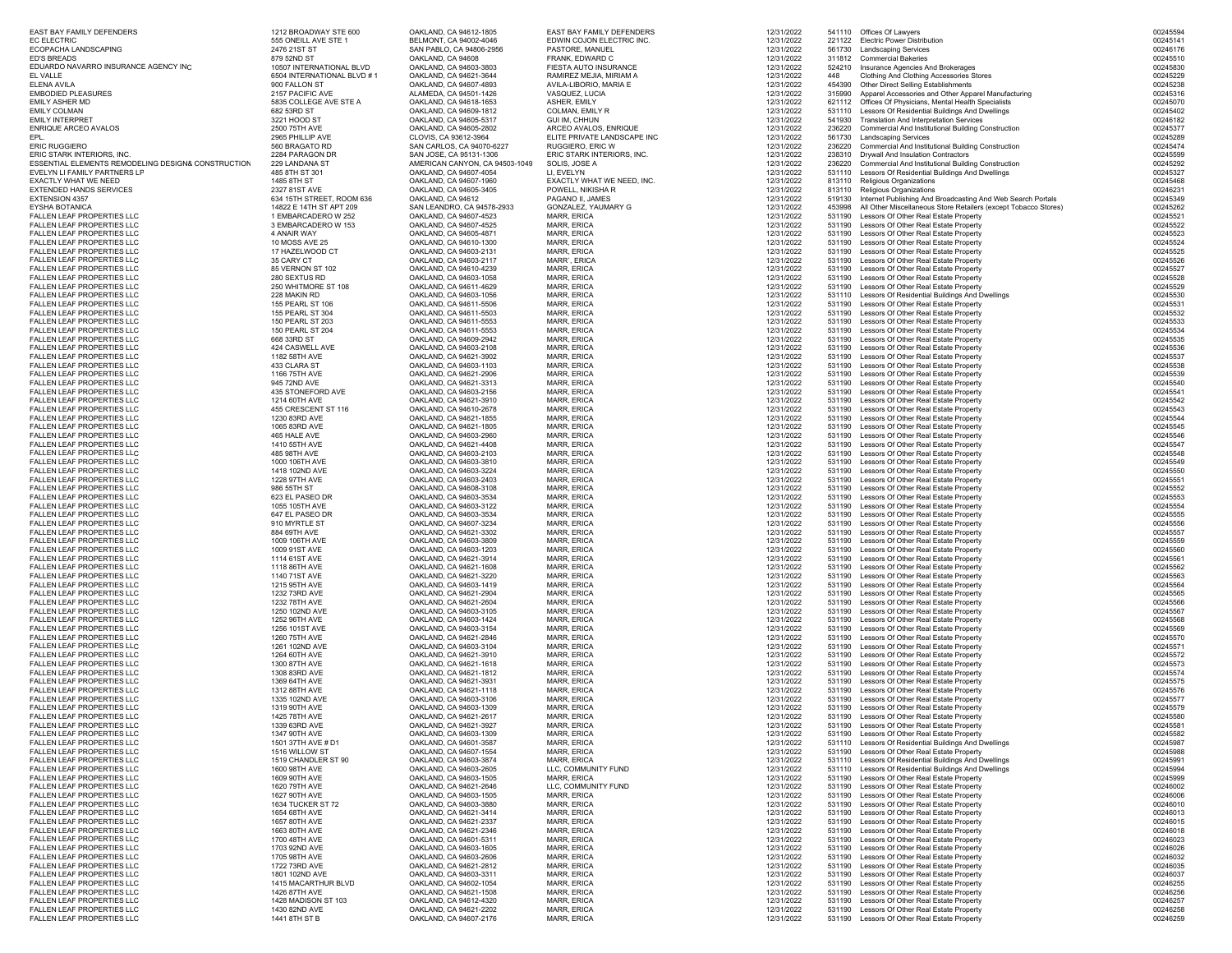| | | | | | | | |
|---|---|---|---|---|---|---|---|
| EAST BAY FAMILY DEFENDERS | 1212 BROADWAY STE 600 | OAKLAND, CA 94612-1805 | EAST BAY FAMILY DEFENDERS | 12/31/2022 | 541110 | Offices Of Lawyers | 00245594 |
| EC ELECTRIC | 555 ONEILL AVE STE 1 | BELMONT, CA 94002-4046 | EDWIN COJON ELECTRIC INC. | 12/31/2022 | 221122 | Electric Power Distribution | 00245141 |
| ECOPACHA LANDSCAPING | 2476 21ST ST | SAN PABLO, CA 94806-2956 | PASTORE, MANUEL | 12/31/2022 | 561730 | Landscaping Services | 00246176 |
| ED'S BREADS | 879 52ND ST | OAKLAND, CA 94608 | FRANK, EDWARD C | 12/31/2022 | 311812 | Commercial Bakeries | 00245510 |
| EDUARDO NAVARRO INSURANCE AGENCY INC | 10507 INTERNATIONAL BLVD | OAKLAND, CA 94603-3803 | FIESTA AUTO INSURANCE | 12/31/2022 | 524210 | Insurance Agencies And Brokerages | 00245830 |
| EL VALLE | 6504 INTERNATIONAL BLVD # 1 | OAKLAND, CA 94621-3644 | RAMIREZ MEJIA, MIRIAM A | 12/31/2022 | 448 | Clothing And Clothing Accessories Stores | 00245229 |
| ELENA AVILA | 900 FALLON ST | OAKLAND, CA 94607-4893 | AVILA-LIBORIO, MARIA E | 12/31/2022 | 454390 | Other Direct Selling Establishments | 00245238 |
| EMBODIED PLEASURES | 2157 PACIFIC AVE | ALAMEDA, CA 94501-1426 | VASQUEZ, LUCIA | 12/31/2022 | 315990 | Apparel Accessories and Other Apparel Manufacturing | 00245316 |
| EMILY ASHER MD | 5835 COLLEGE AVE STE A | OAKLAND, CA 94618-1653 | ASHER, EMILY | 12/31/2022 | 621112 | Offices Of Physicians, Mental Health Specialists | 00245070 |
| EMILY COLMAN | 682 53RD ST | OAKLAND, CA 94609-1812 | COLMAN, EMILY R | 12/31/2022 | 531110 | Lessors Of Residential Buildings And Dwellings | 00245402 |
| EMILY INTERPRET | 3221 HOOD ST | OAKLAND, CA 94605-5317 | GUI IM, CHHUN | 12/31/2022 | 541930 | Translation And Interpretation Services | 00246182 |
| ENRIQUE ARCEO AVALOS | 2500 75TH AVE | OAKLAND, CA 94605-2802 | ARCEO AVALOS, ENRIQUE | 12/31/2022 | 236220 | Commercial And Institutional Building Construction | 00245377 |
| EPL | 2965 PHILLIP AVE | CLOVIS, CA 93612-3964 | ELITE PRIVATE LANDSCAPE INC | 12/31/2022 | 561730 | Landscaping Services | 00245289 |
| ERIC RUGGIERO | 560 BRAGATO RD | SAN CARLOS, CA 94070-6227 | RUGGIERO, ERIC W | 12/31/2022 | 236220 | Commercial And Institutional Building Construction | 00245474 |
| ERIC STARK INTERIORS, INC. | 2284 PARAGON DR | SAN JOSE, CA 95131-1306 | ERIC STARK INTERIORS, INC. | 12/31/2022 | 238310 | Drywall And Insulation Contractors | 00245599 |
| ESSENTIAL ELEMENTS REMODELING DESIGN& CONSTRUCTION | 229 LANDANA ST | AMERICAN CANYON, CA 94503-1049 | SOLIS, JOSE A | 12/31/2022 | 236220 | Commercial And Institutional Building Construction | 00245292 |
| EVELYN LI FAMILY PARTNERS LP | 485 8TH ST 301 | OAKLAND, CA 94607-4054 | LI, EVELYN | 12/31/2022 | 531110 | Lessors Of Residential Buildings And Dwellings | 00245327 |
| EXACTLY WHAT WE NEED | 1485 8TH ST | OAKLAND, CA 94607-1960 | EXACTLY WHAT WE NEED, INC. | 12/31/2022 | 813110 | Religious Organizations | 00245468 |
| EXTENDED HANDS SERVICES | 2327 81ST AVE | OAKLAND, CA 94605-3405 | POWELL, NIKISHA R | 12/31/2022 | 813110 | Religious Organizations | 00246231 |
| EXTENSION 4357 | 634 15TH STREET, ROOM 636 | OAKLAND, CA 94612 | PAGANO II, JAMES | 12/31/2022 | 519130 | Internet Publishing And Broadcasting And Web Search Portals | 00245349 |
| EYSHA BOTANICA | 14822 E 14TH ST APT 209 | SAN LEANDRO, CA 94578-2933 | GONZALEZ, YAUMARY G | 12/31/2022 | 453998 | All Other Miscellaneous Store Retailers (except Tobacco Stores) | 00245262 |
| FALLEN LEAF PROPERTIES LLC | 1 EMBARCADERO W 252 | OAKLAND, CA 94607-4523 | MARR, ERICA | 12/31/2022 | 531190 | Lessors Of Other Real Estate Property | 00245521 |
| FALLEN LEAF PROPERTIES LLC | 3 EMBARCADERO W 153 | OAKLAND, CA 94607-4525 | MARR, ERICA | 12/31/2022 | 531190 | Lessors Of Other Real Estate Property | 00245522 |
| FALLEN LEAF PROPERTIES LLC | 4 ANAIR WAY | OAKLAND, CA 94605-4871 | MARR, ERICA | 12/31/2022 | 531190 | Lessors Of Other Real Estate Property | 00245523 |
| FALLEN LEAF PROPERTIES LLC | 10 MOSS AVE 25 | OAKLAND, CA 94610-1300 | MARR, ERICA | 12/31/2022 | 531190 | Lessors Of Other Real Estate Property | 00245524 |
| FALLEN LEAF PROPERTIES LLC | 17 HAZELWOOD CT | OAKLAND, CA 94603-2131 | MARR, ERICA | 12/31/2022 | 531190 | Lessors Of Other Real Estate Property | 00245525 |
| FALLEN LEAF PROPERTIES LLC | 35 CARY CT | OAKLAND, CA 94603-2117 | MARR`, ERICA | 12/31/2022 | 531190 | Lessors Of Other Real Estate Property | 00245526 |
| FALLEN LEAF PROPERTIES LLC | 85 VERNON ST 102 | OAKLAND, CA 94610-4239 | MARR, ERICA | 12/31/2022 | 531190 | Lessors Of Other Real Estate Property | 00245527 |
| FALLEN LEAF PROPERTIES LLC | 280 SEXTUS RD | OAKLAND, CA 94603-1058 | MARR, ERICA | 12/31/2022 | 531190 | Lessors Of Other Real Estate Property | 00245528 |
| FALLEN LEAF PROPERTIES LLC | 250 WHITMORE ST 108 | OAKLAND, CA 94611-4629 | MARR, ERICA | 12/31/2022 | 531190 | Lessors Of Other Real Estate Property | 00245529 |
| FALLEN LEAF PROPERTIES LLC | 228 MAKIN RD | OAKLAND, CA 94603-1056 | MARR, ERICA | 12/31/2022 | 531110 | Lessors Of Residential Buildings And Dwellings | 00245530 |
| FALLEN LEAF PROPERTIES LLC | 155 PEARL ST 106 | OAKLAND, CA 94611-5506 | MARR, ERICA | 12/31/2022 | 531190 | Lessors Of Other Real Estate Property | 00245531 |
| FALLEN LEAF PROPERTIES LLC | 155 PEARL ST 304 | OAKLAND, CA 94611-5503 | MARR, ERICA | 12/31/2022 | 531190 | Lessors Of Other Real Estate Property | 00245532 |
| FALLEN LEAF PROPERTIES LLC | 150 PEARL ST 203 | OAKLAND, CA 94611-5553 | MARR, ERICA | 12/31/2022 | 531190 | Lessors Of Other Real Estate Property | 00245533 |
| FALLEN LEAF PROPERTIES LLC | 150 PEARL ST 204 | OAKLAND, CA 94611-5553 | MARR, ERICA | 12/31/2022 | 531190 | Lessors Of Other Real Estate Property | 00245534 |
| FALLEN LEAF PROPERTIES LLC | 668 33RD ST | OAKLAND, CA 94609-2942 | MARR, ERICA | 12/31/2022 | 531190 | Lessors Of Other Real Estate Property | 00245535 |
| FALLEN LEAF PROPERTIES LLC | 424 CASWELL AVE | OAKLAND, CA 94603-2108 | MARR, ERICA | 12/31/2022 | 531190 | Lessors Of Other Real Estate Property | 00245536 |
| FALLEN LEAF PROPERTIES LLC | 1182 58TH AVE | OAKLAND, CA 94621-3902 | MARR, ERICA | 12/31/2022 | 531190 | Lessors Of Other Real Estate Property | 00245537 |
| FALLEN LEAF PROPERTIES LLC | 433 CLARA ST | OAKLAND, CA 94603-1103 | MARR, ERICA | 12/31/2022 | 531190 | Lessors Of Other Real Estate Property | 00245538 |
| FALLEN LEAF PROPERTIES LLC | 1166 75TH AVE | OAKLAND, CA 94621-2906 | MARR, ERICA | 12/31/2022 | 531190 | Lessors Of Other Real Estate Property | 00245539 |
| FALLEN LEAF PROPERTIES LLC | 945 72ND AVE | OAKLAND, CA 94621-3313 | MARR, ERICA | 12/31/2022 | 531190 | Lessors Of Other Real Estate Property | 00245540 |
| FALLEN LEAF PROPERTIES LLC | 435 STONEFORD AVE | OAKLAND, CA 94603-2156 | MARR, ERICA | 12/31/2022 | 531190 | Lessors Of Other Real Estate Property | 00245541 |
| FALLEN LEAF PROPERTIES LLC | 1214 60TH AVE | OAKLAND, CA 94621-3910 | MARR, ERICA | 12/31/2022 | 531190 | Lessors Of Other Real Estate Property | 00245542 |
| FALLEN LEAF PROPERTIES LLC | 455 CRESCENT ST 116 | OAKLAND, CA 94610-2678 | MARR, ERICA | 12/31/2022 | 531190 | Lessors Of Other Real Estate Property | 00245543 |
| FALLEN LEAF PROPERTIES LLC | 1230 83RD AVE | OAKLAND, CA 94621-1855 | MARR, ERICA | 12/31/2022 | 531190 | Lessors Of Other Real Estate Property | 00245544 |
| FALLEN LEAF PROPERTIES LLC | 1065 83RD AVE | OAKLAND, CA 94621-1805 | MARR, ERICA | 12/31/2022 | 531190 | Lessors Of Other Real Estate Property | 00245545 |
| FALLEN LEAF PROPERTIES LLC | 465 HALE AVE | OAKLAND, CA 94603-2960 | MARR, ERICA | 12/31/2022 | 531190 | Lessors Of Other Real Estate Property | 00245546 |
| FALLEN LEAF PROPERTIES LLC | 1410 55TH AVE | OAKLAND, CA 94621-4408 | MARR, ERICA | 12/31/2022 | 531190 | Lessors Of Other Real Estate Property | 00245547 |
| FALLEN LEAF PROPERTIES LLC | 485 98TH AVE | OAKLAND, CA 94603-2103 | MARR, ERICA | 12/31/2022 | 531190 | Lessors Of Other Real Estate Property | 00245548 |
| FALLEN LEAF PROPERTIES LLC | 1000 106TH AVE | OAKLAND, CA 94603-3810 | MARR, ERICA | 12/31/2022 | 531190 | Lessors Of Other Real Estate Property | 00245549 |
| FALLEN LEAF PROPERTIES LLC | 1418 102ND AVE | OAKLAND, CA 94603-3224 | MARR, ERICA | 12/31/2022 | 531190 | Lessors Of Other Real Estate Property | 00245550 |
| FALLEN LEAF PROPERTIES LLC | 1228 97TH AVE | OAKLAND, CA 94603-2403 | MARR, ERICA | 12/31/2022 | 531190 | Lessors Of Other Real Estate Property | 00245551 |
| FALLEN LEAF PROPERTIES LLC | 986 55TH ST | OAKLAND, CA 94608-3108 | MARR, ERICA | 12/31/2022 | 531190 | Lessors Of Other Real Estate Property | 00245552 |
| FALLEN LEAF PROPERTIES LLC | 623 EL PASEO DR | OAKLAND, CA 94603-3534 | MARR, ERICA | 12/31/2022 | 531190 | Lessors Of Other Real Estate Property | 00245553 |
| FALLEN LEAF PROPERTIES LLC | 1055 105TH AVE | OAKLAND, CA 94603-3122 | MARR, ERICA | 12/31/2022 | 531190 | Lessors Of Other Real Estate Property | 00245554 |
| FALLEN LEAF PROPERTIES LLC | 647 EL PASEO DR | OAKLAND, CA 94603-3534 | MARR, ERICA | 12/31/2022 | 531190 | Lessors Of Other Real Estate Property | 00245555 |
| FALLEN LEAF PROPERTIES LLC | 910 MYRTLE ST | OAKLAND, CA 94607-3234 | MARR, ERICA | 12/31/2022 | 531190 | Lessors Of Other Real Estate Property | 00245556 |
| FALLEN LEAF PROPERTIES LLC | 884 69TH AVE | OAKLAND, CA 94621-3302 | MARR, ERICA | 12/31/2022 | 531190 | Lessors Of Other Real Estate Property | 00245557 |
| FALLEN LEAF PROPERTIES LLC | 1009 106TH AVE | OAKLAND, CA 94603-3809 | MARR, ERICA | 12/31/2022 | 531190 | Lessors Of Other Real Estate Property | 00245559 |
| FALLEN LEAF PROPERTIES LLC | 1009 91ST AVE | OAKLAND, CA 94603-1203 | MARR, ERICA | 12/31/2022 | 531190 | Lessors Of Other Real Estate Property | 00245560 |
| FALLEN LEAF PROPERTIES LLC | 1114 61ST AVE | OAKLAND, CA 94621-3914 | MARR, ERICA | 12/31/2022 | 531190 | Lessors Of Other Real Estate Property | 00245561 |
| FALLEN LEAF PROPERTIES LLC | 1118 86TH AVE | OAKLAND, CA 94621-1608 | MARR, ERICA | 12/31/2022 | 531190 | Lessors Of Other Real Estate Property | 00245562 |
| FALLEN LEAF PROPERTIES LLC | 1140 71ST AVE | OAKLAND, CA 94621-3220 | MARR, ERICA | 12/31/2022 | 531190 | Lessors Of Other Real Estate Property | 00245563 |
| FALLEN LEAF PROPERTIES LLC | 1215 95TH AVE | OAKLAND, CA 94603-1419 | MARR, ERICA | 12/31/2022 | 531190 | Lessors Of Other Real Estate Property | 00245564 |
| FALLEN LEAF PROPERTIES LLC | 1232 73RD AVE | OAKLAND, CA 94621-2904 | MARR, ERICA | 12/31/2022 | 531190 | Lessors Of Other Real Estate Property | 00245565 |
| FALLEN LEAF PROPERTIES LLC | 1232 78TH AVE | OAKLAND, CA 94621-2604 | MARR, ERICA | 12/31/2022 | 531190 | Lessors Of Other Real Estate Property | 00245566 |
| FALLEN LEAF PROPERTIES LLC | 1250 102ND AVE | OAKLAND, CA 94603-3105 | MARR, ERICA | 12/31/2022 | 531190 | Lessors Of Other Real Estate Property | 00245567 |
| FALLEN LEAF PROPERTIES LLC | 1252 96TH AVE | OAKLAND, CA 94603-1424 | MARR, ERICA | 12/31/2022 | 531190 | Lessors Of Other Real Estate Property | 00245568 |
| FALLEN LEAF PROPERTIES LLC | 1256 101ST AVE | OAKLAND, CA 94603-3154 | MARR, ERICA | 12/31/2022 | 531190 | Lessors Of Other Real Estate Property | 00245569 |
| FALLEN LEAF PROPERTIES LLC | 1260 75TH AVE | OAKLAND, CA 94621-2846 | MARR, ERICA | 12/31/2022 | 531190 | Lessors Of Other Real Estate Property | 00245570 |
| FALLEN LEAF PROPERTIES LLC | 1261 102ND AVE | OAKLAND, CA 94603-3104 | MARR, ERICA | 12/31/2022 | 531190 | Lessors Of Other Real Estate Property | 00245571 |
| FALLEN LEAF PROPERTIES LLC | 1264 60TH AVE | OAKLAND, CA 94621-3910 | MARR, ERICA | 12/31/2022 | 531190 | Lessors Of Other Real Estate Property | 00245572 |
| FALLEN LEAF PROPERTIES LLC | 1300 87TH AVE | OAKLAND, CA 94621-1618 | MARR, ERICA | 12/31/2022 | 531190 | Lessors Of Other Real Estate Property | 00245573 |
| FALLEN LEAF PROPERTIES LLC | 1308 83RD AVE | OAKLAND, CA 94621-1812 | MARR, ERICA | 12/31/2022 | 531190 | Lessors Of Other Real Estate Property | 00245574 |
| FALLEN LEAF PROPERTIES LLC | 1369 64TH AVE | OAKLAND, CA 94621-3931 | MARR, ERICA | 12/31/2022 | 531190 | Lessors Of Other Real Estate Property | 00245575 |
| FALLEN LEAF PROPERTIES LLC | 1312 88TH AVE | OAKLAND, CA 94621-1118 | MARR, ERICA | 12/31/2022 | 531190 | Lessors Of Other Real Estate Property | 00245576 |
| FALLEN LEAF PROPERTIES LLC | 1335 102ND AVE | OAKLAND, CA 94603-3106 | MARR, ERICA | 12/31/2022 | 531190 | Lessors Of Other Real Estate Property | 00245577 |
| FALLEN LEAF PROPERTIES LLC | 1319 90TH AVE | OAKLAND, CA 94603-1309 | MARR, ERICA | 12/31/2022 | 531190 | Lessors Of Other Real Estate Property | 00245579 |
| FALLEN LEAF PROPERTIES LLC | 1425 78TH AVE | OAKLAND, CA 94621-2617 | MARR, ERICA | 12/31/2022 | 531190 | Lessors Of Other Real Estate Property | 00245580 |
| FALLEN LEAF PROPERTIES LLC | 1339 63RD AVE | OAKLAND, CA 94621-3927 | MARR, ERICA | 12/31/2022 | 531190 | Lessors Of Other Real Estate Property | 00245581 |
| FALLEN LEAF PROPERTIES LLC | 1347 90TH AVE | OAKLAND, CA 94603-1309 | MARR, ERICA | 12/31/2022 | 531190 | Lessors Of Other Real Estate Property | 00245582 |
| FALLEN LEAF PROPERTIES LLC | 1501 37TH AVE # D1 | OAKLAND, CA 94601-3587 | MARR, ERICA | 12/31/2022 | 531110 | Lessors Of Residential Buildings And Dwellings | 00245987 |
| FALLEN LEAF PROPERTIES LLC | 1516 WILLOW ST | OAKLAND, CA 94607-1554 | MARR, ERICA | 12/31/2022 | 531190 | Lessors Of Other Real Estate Property | 00245988 |
| FALLEN LEAF PROPERTIES LLC | 1519 CHANDLER ST 90 | OAKLAND, CA 94603-3874 | MARR, ERICA | 12/31/2022 | 531110 | Lessors Of Residential Buildings And Dwellings | 00245991 |
| FALLEN LEAF PROPERTIES LLC | 1600 98TH AVE | OAKLAND, CA 94603-2605 | LLC, COMMUNITY FUND | 12/31/2022 | 531110 | Lessors Of Residential Buildings And Dwellings | 00245994 |
| FALLEN LEAF PROPERTIES LLC | 1609 90TH AVE | OAKLAND, CA 94603-1505 | MARR, ERICA | 12/31/2022 | 531190 | Lessors Of Other Real Estate Property | 00245999 |
| FALLEN LEAF PROPERTIES LLC | 1620 79TH AVE | OAKLAND, CA 94621-2646 | LLC, COMMUNITY FUND | 12/31/2022 | 531190 | Lessors Of Other Real Estate Property | 00246002 |
| FALLEN LEAF PROPERTIES LLC | 1627 90TH AVE | OAKLAND, CA 94603-1505 | MARR, ERICA | 12/31/2022 | 531190 | Lessors Of Other Real Estate Property | 00246006 |
| FALLEN LEAF PROPERTIES LLC | 1634 TUCKER ST 72 | OAKLAND, CA 94603-3880 | MARR, ERICA | 12/31/2022 | 531190 | Lessors Of Other Real Estate Property | 00246010 |
| FALLEN LEAF PROPERTIES LLC | 1654 68TH AVE | OAKLAND, CA 94621-3414 | MARR, ERICA | 12/31/2022 | 531190 | Lessors Of Other Real Estate Property | 00246013 |
| FALLEN LEAF PROPERTIES LLC | 1657 80TH AVE | OAKLAND, CA 94621-2337 | MARR, ERICA | 12/31/2022 | 531190 | Lessors Of Other Real Estate Property | 00246015 |
| FALLEN LEAF PROPERTIES LLC | 1663 80TH AVE | OAKLAND, CA 94621-2346 | MARR, ERICA | 12/31/2022 | 531190 | Lessors Of Other Real Estate Property | 00246018 |
| FALLEN LEAF PROPERTIES LLC | 1700 48TH AVE | OAKLAND, CA 94601-5311 | MARR, ERICA | 12/31/2022 | 531190 | Lessors Of Other Real Estate Property | 00246023 |
| FALLEN LEAF PROPERTIES LLC | 1703 92ND AVE | OAKLAND, CA 94603-1605 | MARR, ERICA | 12/31/2022 | 531190 | Lessors Of Other Real Estate Property | 00246026 |
| FALLEN LEAF PROPERTIES LLC | 1705 98TH AVE | OAKLAND, CA 94603-2606 | MARR, ERICA | 12/31/2022 | 531190 | Lessors Of Other Real Estate Property | 00246032 |
| FALLEN LEAF PROPERTIES LLC | 1722 73RD AVE | OAKLAND, CA 94621-2812 | MARR, ERICA | 12/31/2022 | 531190 | Lessors Of Other Real Estate Property | 00246035 |
| FALLEN LEAF PROPERTIES LLC | 1801 102ND AVE | OAKLAND, CA 94603-3311 | MARR, ERICA | 12/31/2022 | 531190 | Lessors Of Other Real Estate Property | 00246037 |
| FALLEN LEAF PROPERTIES LLC | 1415 MACARTHUR BLVD | OAKLAND, CA 94602-1054 | MARR, ERICA | 12/31/2022 | 531190 | Lessors Of Other Real Estate Property | 00246255 |
| FALLEN LEAF PROPERTIES LLC | 1426 87TH AVE | OAKLAND, CA 94621-1508 | MARR, ERICA | 12/31/2022 | 531190 | Lessors Of Other Real Estate Property | 00246256 |
| FALLEN LEAF PROPERTIES LLC | 1428 MADISON ST 103 | OAKLAND, CA 94612-4320 | MARR, ERICA | 12/31/2022 | 531190 | Lessors Of Other Real Estate Property | 00246257 |
| FALLEN LEAF PROPERTIES LLC | 1430 82ND AVE | OAKLAND, CA 94621-2202 | MARR, ERICA | 12/31/2022 | 531190 | Lessors Of Other Real Estate Property | 00246258 |
| FALLEN LEAF PROPERTIES LLC | 1441 8TH ST B | OAKLAND, CA 94607-2176 | MARR, ERICA | 12/31/2022 | 531190 | Lessors Of Other Real Estate Property | 00246259 |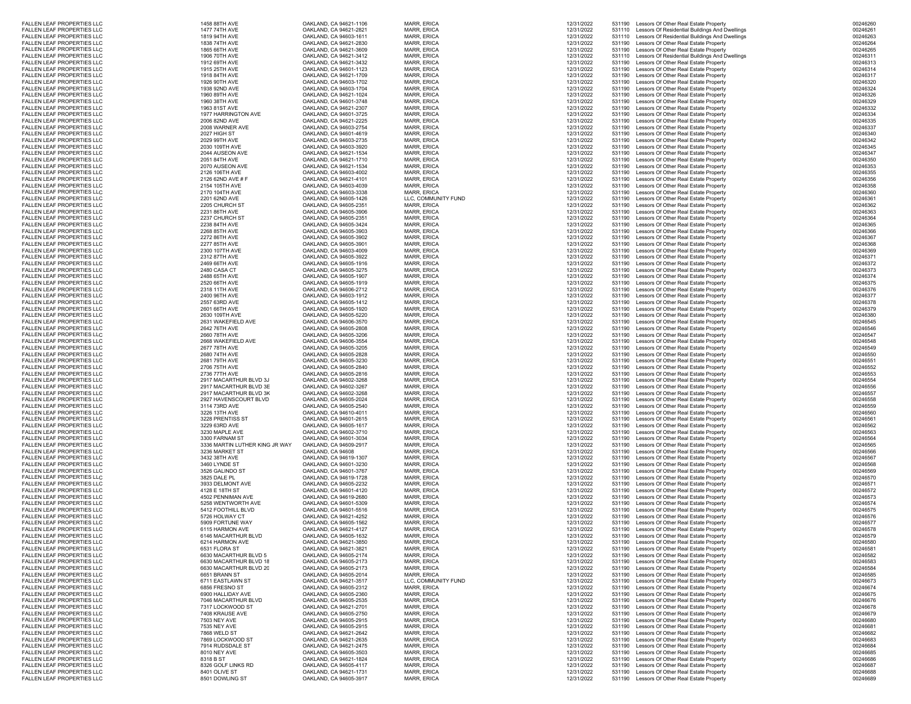| | | | | | | | |
|---|---|---|---|---|---|---|---|
| FALLEN LEAF PROPERTIES LLC | 1458 88TH AVE | OAKLAND, CA 94621-1106 | MARR, ERICA | 12/31/2022 | 531190 | Lessors Of Other Real Estate Property | 00246260 |
| FALLEN LEAF PROPERTIES LLC | 1477 74TH AVE | OAKLAND, CA 94621-2821 | MARR, ERICA | 12/31/2022 | 531110 | Lessors Of Residential Buildings And Dwellings | 00246261 |
| FALLEN LEAF PROPERTIES LLC | 1819 94TH AVE | OAKLAND, CA 94603-1611 | MARR, ERICA | 12/31/2022 | 531110 | Lessors Of Residential Buildings And Dwellings | 00246263 |
| FALLEN LEAF PROPERTIES LLC | 1838 74TH AVE | OAKLAND, CA 94621-2830 | MARR, ERICA | 12/31/2022 | 531190 | Lessors Of Other Real Estate Property | 00246264 |
| FALLEN LEAF PROPERTIES LLC | 1865 66TH AVE | OAKLAND, CA 94621-3609 | MARR, ERICA | 12/31/2022 | 531190 | Lessors Of Other Real Estate Property | 00246265 |
| FALLEN LEAF PROPERTIES LLC | 1906 70TH AVE | OAKLAND, CA 94621-3412 | MARR, ERICA | 12/31/2022 | 531110 | Lessors Of Residential Buildings And Dwellings | 00246311 |
| FALLEN LEAF PROPERTIES LLC | 1912 69TH AVE | OAKLAND, CA 94621-3432 | MARR, ERICA | 12/31/2022 | 531190 | Lessors Of Other Real Estate Property | 00246313 |
| FALLEN LEAF PROPERTIES LLC | 1915 25TH AVE | OAKLAND, CA 94601-1123 | MARR, ERICA | 12/31/2022 | 531190 | Lessors Of Other Real Estate Property | 00246314 |
| FALLEN LEAF PROPERTIES LLC | 1918 84TH AVE | OAKLAND, CA 94621-1709 | MARR, ERICA | 12/31/2022 | 531190 | Lessors Of Other Real Estate Property | 00246317 |
| FALLEN LEAF PROPERTIES LLC | 1926 90TH AVE | OAKLAND, CA 94603-1702 | MARR, ERICA | 12/31/2022 | 531190 | Lessors Of Other Real Estate Property | 00246320 |
| FALLEN LEAF PROPERTIES LLC | 1938 92ND AVE | OAKLAND, CA 94603-1704 | MARR, ERICA | 12/31/2022 | 531190 | Lessors Of Other Real Estate Property | 00246324 |
| FALLEN LEAF PROPERTIES LLC | 1960 89TH AVE | OAKLAND, CA 94621-1024 | MARR, ERICA | 12/31/2022 | 531190 | Lessors Of Other Real Estate Property | 00246326 |
| FALLEN LEAF PROPERTIES LLC | 1960 38TH AVE | OAKLAND, CA 94601-3748 | MARR, ERICA | 12/31/2022 | 531190 | Lessors Of Other Real Estate Property | 00246329 |
| FALLEN LEAF PROPERTIES LLC | 1963 81ST AVE | OAKLAND, CA 94621-2307 | MARR, ERICA | 12/31/2022 | 531190 | Lessors Of Other Real Estate Property | 00246332 |
| FALLEN LEAF PROPERTIES LLC | 1977 HARRINGTON AVE | OAKLAND, CA 94601-3725 | MARR, ERICA | 12/31/2022 | 531190 | Lessors Of Other Real Estate Property | 00246334 |
| FALLEN LEAF PROPERTIES LLC | 2006 82ND AVE | OAKLAND, CA 94621-2225 | MARR, ERICA | 12/31/2022 | 531190 | Lessors Of Other Real Estate Property | 00246335 |
| FALLEN LEAF PROPERTIES LLC | 2008 WARNER AVE | OAKLAND, CA 94603-2754 | MARR, ERICA | 12/31/2022 | 531190 | Lessors Of Other Real Estate Property | 00246337 |
| FALLEN LEAF PROPERTIES LLC | 2027 HIGH ST | OAKLAND, CA 94601-4619 | MARR, ERICA | 12/31/2022 | 531190 | Lessors Of Other Real Estate Property | 00246340 |
| FALLEN LEAF PROPERTIES LLC | 2029 99TH AVE | OAKLAND, CA 94603-2735 | MARR, ERICA | 12/31/2022 | 531190 | Lessors Of Other Real Estate Property | 00246342 |
| FALLEN LEAF PROPERTIES LLC | 2030 109TH AVE | OAKLAND, CA 94603-3920 | MARR, ERICA | 12/31/2022 | 531190 | Lessors Of Other Real Estate Property | 00246345 |
| FALLEN LEAF PROPERTIES LLC | 2044 AUSEON AVE | OAKLAND, CA 94621-1534 | MARR, ERICA | 12/31/2022 | 531190 | Lessors Of Other Real Estate Property | 00246347 |
| FALLEN LEAF PROPERTIES LLC | 2051 84TH AVE | OAKLAND, CA 94621-1710 | MARR, ERICA | 12/31/2022 | 531190 | Lessors Of Other Real Estate Property | 00246350 |
| FALLEN LEAF PROPERTIES LLC | 2070 AUSEON AVE | OAKLAND, CA 94621-1534 | MARR, ERICA | 12/31/2022 | 531190 | Lessors Of Other Real Estate Property | 00246353 |
| FALLEN LEAF PROPERTIES LLC | 2126 106TH AVE | OAKLAND, CA 94603-4002 | MARR, ERICA | 12/31/2022 | 531190 | Lessors Of Other Real Estate Property | 00246355 |
| FALLEN LEAF PROPERTIES LLC | 2126 62ND AVE # F | OAKLAND, CA 94621-4101 | MARR, ERICA | 12/31/2022 | 531190 | Lessors Of Other Real Estate Property | 00246356 |
| FALLEN LEAF PROPERTIES LLC | 2154 105TH AVE | OAKLAND, CA 94603-4039 | MARR, ERICA | 12/31/2022 | 531190 | Lessors Of Other Real Estate Property | 00246358 |
| FALLEN LEAF PROPERTIES LLC | 2170 104TH AVE | OAKLAND, CA 94603-3338 | MARR, ERICA | 12/31/2022 | 531190 | Lessors Of Other Real Estate Property | 00246360 |
| FALLEN LEAF PROPERTIES LLC | 2201 62ND AVE | OAKLAND, CA 94605-1426 | LLC, COMMUNITY FUND | 12/31/2022 | 531190 | Lessors Of Other Real Estate Property | 00246361 |
| FALLEN LEAF PROPERTIES LLC | 2205 CHURCH ST | OAKLAND, CA 94605-2351 | MARR, ERICA | 12/31/2022 | 531190 | Lessors Of Other Real Estate Property | 00246362 |
| FALLEN LEAF PROPERTIES LLC | 2231 86TH AVE | OAKLAND, CA 94605-3906 | MARR, ERICA | 12/31/2022 | 531190 | Lessors Of Other Real Estate Property | 00246363 |
| FALLEN LEAF PROPERTIES LLC | 2237 CHURCH ST | OAKLAND, CA 94605-2351 | MARR, ERICA | 12/31/2022 | 531190 | Lessors Of Other Real Estate Property | 00246364 |
| FALLEN LEAF PROPERTIES LLC | 2238 84TH AVE | OAKLAND, CA 94605-3424 | MARR, ERICA | 12/31/2022 | 531190 | Lessors Of Other Real Estate Property | 00246365 |
| FALLEN LEAF PROPERTIES LLC | 2268 85TH AVE | OAKLAND, CA 94605-3903 | MARR, ERICA | 12/31/2022 | 531190 | Lessors Of Other Real Estate Property | 00246366 |
| FALLEN LEAF PROPERTIES LLC | 2272 86TH AVE | OAKLAND, CA 94605-3902 | MARR, ERICA | 12/31/2022 | 531190 | Lessors Of Other Real Estate Property | 00246367 |
| FALLEN LEAF PROPERTIES LLC | 2277 85TH AVE | OAKLAND, CA 94605-3901 | MARR, ERICA | 12/31/2022 | 531190 | Lessors Of Other Real Estate Property | 00246368 |
| FALLEN LEAF PROPERTIES LLC | 2300 107TH AVE | OAKLAND, CA 94603-4009 | MARR, ERICA | 12/31/2022 | 531190 | Lessors Of Other Real Estate Property | 00246369 |
| FALLEN LEAF PROPERTIES LLC | 2312 87TH AVE | OAKLAND, CA 94605-3922 | MARR, ERICA | 12/31/2022 | 531190 | Lessors Of Other Real Estate Property | 00246371 |
| FALLEN LEAF PROPERTIES LLC | 2469 66TH AVE | OAKLAND, CA 94605-1916 | MARR, ERICA | 12/31/2022 | 531190 | Lessors Of Other Real Estate Property | 00246372 |
| FALLEN LEAF PROPERTIES LLC | 2480 CASA CT | OAKLAND, CA 94605-3275 | MARR, ERICA | 12/31/2022 | 531190 | Lessors Of Other Real Estate Property | 00246373 |
| FALLEN LEAF PROPERTIES LLC | 2488 65TH AVE | OAKLAND, CA 94605-1907 | MARR, ERICA | 12/31/2022 | 531190 | Lessors Of Other Real Estate Property | 00246374 |
| FALLEN LEAF PROPERTIES LLC | 2520 66TH AVE | OAKLAND, CA 94605-1919 | MARR, ERICA | 12/31/2022 | 531190 | Lessors Of Other Real Estate Property | 00246375 |
| FALLEN LEAF PROPERTIES LLC | 2318 11TH AVE | OAKLAND, CA 94606-2712 | MARR, ERICA | 12/31/2022 | 531190 | Lessors Of Other Real Estate Property | 00246376 |
| FALLEN LEAF PROPERTIES LLC | 2400 96TH AVE | OAKLAND, CA 94603-1912 | MARR, ERICA | 12/31/2022 | 531190 | Lessors Of Other Real Estate Property | 00246377 |
| FALLEN LEAF PROPERTIES LLC | 2557 63RD AVE | OAKLAND, CA 94605-1412 | MARR, ERICA | 12/31/2022 | 531190 | Lessors Of Other Real Estate Property | 00246378 |
| FALLEN LEAF PROPERTIES LLC | 2601 66TH AVE | OAKLAND, CA 94605-1920 | MARR, ERICA | 12/31/2022 | 531190 | Lessors Of Other Real Estate Property | 00246379 |
| FALLEN LEAF PROPERTIES LLC | 2630 109TH AVE | OAKLAND, CA 94605-5220 | MARR, ERICA | 12/31/2022 | 531190 | Lessors Of Other Real Estate Property | 00246380 |
| FALLEN LEAF PROPERTIES LLC | 2631 WAKEFIELD AVE | OAKLAND, CA 94606-3570 | MARR, ERICA | 12/31/2022 | 531190 | Lessors Of Other Real Estate Property | 00246545 |
| FALLEN LEAF PROPERTIES LLC | 2642 76TH AVE | OAKLAND, CA 94605-2808 | MARR, ERICA | 12/31/2022 | 531190 | Lessors Of Other Real Estate Property | 00246546 |
| FALLEN LEAF PROPERTIES LLC | 2660 78TH AVE | OAKLAND, CA 94605-3206 | MARR, ERICA | 12/31/2022 | 531190 | Lessors Of Other Real Estate Property | 00246547 |
| FALLEN LEAF PROPERTIES LLC | 2668 WAKEFIELD AVE | OAKLAND, CA 94606-3554 | MARR, ERICA | 12/31/2022 | 531190 | Lessors Of Other Real Estate Property | 00246548 |
| FALLEN LEAF PROPERTIES LLC | 2677 78TH AVE | OAKLAND, CA 94605-3205 | MARR, ERICA | 12/31/2022 | 531190 | Lessors Of Other Real Estate Property | 00246549 |
| FALLEN LEAF PROPERTIES LLC | 2680 74TH AVE | OAKLAND, CA 94605-2828 | MARR, ERICA | 12/31/2022 | 531190 | Lessors Of Other Real Estate Property | 00246550 |
| FALLEN LEAF PROPERTIES LLC | 2681 79TH AVE | OAKLAND, CA 94605-3230 | MARR, ERICA | 12/31/2022 | 531190 | Lessors Of Other Real Estate Property | 00246551 |
| FALLEN LEAF PROPERTIES LLC | 2706 75TH AVE | OAKLAND, CA 94605-2840 | MARR, ERICA | 12/31/2022 | 531190 | Lessors Of Other Real Estate Property | 00246552 |
| FALLEN LEAF PROPERTIES LLC | 2736 77TH AVE | OAKLAND, CA 94605-2816 | MARR, ERICA | 12/31/2022 | 531190 | Lessors Of Other Real Estate Property | 00246553 |
| FALLEN LEAF PROPERTIES LLC | 2917 MACARTHUR BLVD 3J | OAKLAND, CA 94602-3268 | MARR, ERICA | 12/31/2022 | 531190 | Lessors Of Other Real Estate Property | 00246554 |
| FALLEN LEAF PROPERTIES LLC | 2917 MACARTHUR BLVD 3E | OAKLAND, CA 94602-3267 | MARR, ERICA | 12/31/2022 | 531190 | Lessors Of Other Real Estate Property | 00246556 |
| FALLEN LEAF PROPERTIES LLC | 2917 MACARTHUR BLVD 3K | OAKLAND, CA 94602-3268 | MARR, ERICA | 12/31/2022 | 531190 | Lessors Of Other Real Estate Property | 00246557 |
| FALLEN LEAF PROPERTIES LLC | 2927 HAVENSCOURT BLVD | OAKLAND, CA 94605-2024 | MARR, ERICA | 12/31/2022 | 531190 | Lessors Of Other Real Estate Property | 00246558 |
| FALLEN LEAF PROPERTIES LLC | 3114 73RD AVE | OAKLAND, CA 94605-2540 | MARR, ERICA | 12/31/2022 | 531190 | Lessors Of Other Real Estate Property | 00246559 |
| FALLEN LEAF PROPERTIES LLC | 3226 13TH AVE | OAKLAND, CA 94610-4011 | MARR, ERICA | 12/31/2022 | 531190 | Lessors Of Other Real Estate Property | 00246560 |
| FALLEN LEAF PROPERTIES LLC | 3228 PRENTISS ST | OAKLAND, CA 94601-2615 | MARR, ERICA | 12/31/2022 | 531190 | Lessors Of Other Real Estate Property | 00246561 |
| FALLEN LEAF PROPERTIES LLC | 3229 63RD AVE | OAKLAND, CA 94605-1617 | MARR, ERICA | 12/31/2022 | 531190 | Lessors Of Other Real Estate Property | 00246562 |
| FALLEN LEAF PROPERTIES LLC | 3230 MAPLE AVE | OAKLAND, CA 94602-3710 | MARR, ERICA | 12/31/2022 | 531190 | Lessors Of Other Real Estate Property | 00246563 |
| FALLEN LEAF PROPERTIES LLC | 3300 FARNAM ST | OAKLAND, CA 94601-3034 | MARR, ERICA | 12/31/2022 | 531190 | Lessors Of Other Real Estate Property | 00246564 |
| FALLEN LEAF PROPERTIES LLC | 3336 MARTIN LUTHER KING JR WAY | OAKLAND, CA 94609-2917 | MARR, ERICA | 12/31/2022 | 531190 | Lessors Of Other Real Estate Property | 00246565 |
| FALLEN LEAF PROPERTIES LLC | 3236 MARKET ST | OAKLAND, CA 94608 | MARR, ERICA | 12/31/2022 | 531190 | Lessors Of Other Real Estate Property | 00246566 |
| FALLEN LEAF PROPERTIES LLC | 3432 38TH AVE | OAKLAND, CA 94619-1307 | MARR, ERICA | 12/31/2022 | 531190 | Lessors Of Other Real Estate Property | 00246567 |
| FALLEN LEAF PROPERTIES LLC | 3460 LYNDE ST | OAKLAND, CA 94601-3230 | MARR, ERICA | 12/31/2022 | 531190 | Lessors Of Other Real Estate Property | 00246568 |
| FALLEN LEAF PROPERTIES LLC | 3526 GALINDO ST | OAKLAND, CA 94601-3767 | MARR, ERICA | 12/31/2022 | 531190 | Lessors Of Other Real Estate Property | 00246569 |
| FALLEN LEAF PROPERTIES LLC | 3825 DALE PL | OAKLAND, CA 94619-1728 | MARR, ERICA | 12/31/2022 | 531190 | Lessors Of Other Real Estate Property | 00246570 |
| FALLEN LEAF PROPERTIES LLC | 3933 DELMONT AVE | OAKLAND, CA 94605-2232 | MARR, ERICA | 12/31/2022 | 531190 | Lessors Of Other Real Estate Property | 00246571 |
| FALLEN LEAF PROPERTIES LLC | 4128 E 18TH ST | OAKLAND, CA 94601-4120 | MARR, ERICA | 12/31/2022 | 531190 | Lessors Of Other Real Estate Property | 00246572 |
| FALLEN LEAF PROPERTIES LLC | 4502 PENNIMAN AVE | OAKLAND, CA 94619-2680 | MARR, ERICA | 12/31/2022 | 531190 | Lessors Of Other Real Estate Property | 00246573 |
| FALLEN LEAF PROPERTIES LLC | 5258 WENTWORTH AVE | OAKLAND, CA 94601-5309 | MARR, ERICA | 12/31/2022 | 531190 | Lessors Of Other Real Estate Property | 00246574 |
| FALLEN LEAF PROPERTIES LLC | 5412 FOOTHILL BLVD | OAKLAND, CA 94601-5516 | MARR, ERICA | 12/31/2022 | 531190 | Lessors Of Other Real Estate Property | 00246575 |
| FALLEN LEAF PROPERTIES LLC | 5726 HOLWAY CT | OAKLAND, CA 94621-4252 | MARR, ERICA | 12/31/2022 | 531190 | Lessors Of Other Real Estate Property | 00246576 |
| FALLEN LEAF PROPERTIES LLC | 5909 FORTUNE WAY | OAKLAND, CA 94605-1562 | MARR, ERICA | 12/31/2022 | 531190 | Lessors Of Other Real Estate Property | 00246577 |
| FALLEN LEAF PROPERTIES LLC | 6115 HARMON AVE | OAKLAND, CA 94621-4127 | MARR, ERICA | 12/31/2022 | 531190 | Lessors Of Other Real Estate Property | 00246578 |
| FALLEN LEAF PROPERTIES LLC | 6146 MACARTHUR BLVD | OAKLAND, CA 94605-1632 | MARR, ERICA | 12/31/2022 | 531190 | Lessors Of Other Real Estate Property | 00246579 |
| FALLEN LEAF PROPERTIES LLC | 6214 HARMON AVE | OAKLAND, CA 94621-3850 | MARR, ERICA | 12/31/2022 | 531190 | Lessors Of Other Real Estate Property | 00246580 |
| FALLEN LEAF PROPERTIES LLC | 6531 FLORA ST | OAKLAND, CA 94621-3821 | MARR, ERICA | 12/31/2022 | 531190 | Lessors Of Other Real Estate Property | 00246581 |
| FALLEN LEAF PROPERTIES LLC | 6630 MACARTHUR BLVD 5 | OAKLAND, CA 94605-2174 | MARR, ERICA | 12/31/2022 | 531190 | Lessors Of Other Real Estate Property | 00246582 |
| FALLEN LEAF PROPERTIES LLC | 6630 MACARTHUR BLVD 18 | OAKLAND, CA 94605-2173 | MARR, ERICA | 12/31/2022 | 531190 | Lessors Of Other Real Estate Property | 00246583 |
| FALLEN LEAF PROPERTIES LLC | 6630 MACARTHUR BLVD 20 | OAKLAND, CA 94605-2173 | MARR, ERICA | 12/31/2022 | 531190 | Lessors Of Other Real Estate Property | 00246584 |
| FALLEN LEAF PROPERTIES LLC | 6651 BRANN ST | OAKLAND, CA 94605-2014 | MARR, ERICA | 12/31/2022 | 531190 | Lessors Of Other Real Estate Property | 00246585 |
| FALLEN LEAF PROPERTIES LLC | 6711 EASTLAWN ST | OAKLAND, CA 94621-3517 | LLC, COMMUNITY FUND | 12/31/2022 | 531190 | Lessors Of Other Real Estate Property | 00246673 |
| FALLEN LEAF PROPERTIES LLC | 6856 FRESNO ST | OAKLAND, CA 94605-2312 | MARR, ERICA | 12/31/2022 | 531190 | Lessors Of Other Real Estate Property | 00246674 |
| FALLEN LEAF PROPERTIES LLC | 6900 HALLIDAY AVE | OAKLAND, CA 94605-2360 | MARR, ERICA | 12/31/2022 | 531190 | Lessors Of Other Real Estate Property | 00246675 |
| FALLEN LEAF PROPERTIES LLC | 7046 MACARTHUR BLVD | OAKLAND, CA 94605-2535 | MARR, ERICA | 12/31/2022 | 531190 | Lessors Of Other Real Estate Property | 00246676 |
| FALLEN LEAF PROPERTIES LLC | 7317 LOCKWOOD ST | OAKLAND, CA 94621-2701 | MARR, ERICA | 12/31/2022 | 531190 | Lessors Of Other Real Estate Property | 00246678 |
| FALLEN LEAF PROPERTIES LLC | 7408 KRAUSE AVE | OAKLAND, CA 94605-2750 | MARR, ERICA | 12/31/2022 | 531190 | Lessors Of Other Real Estate Property | 00246679 |
| FALLEN LEAF PROPERTIES LLC | 7503 NEY AVE | OAKLAND, CA 94605-2915 | MARR, ERICA | 12/31/2022 | 531190 | Lessors Of Other Real Estate Property | 00246680 |
| FALLEN LEAF PROPERTIES LLC | 7535 NEY AVE | OAKLAND, CA 94605-2915 | MARR, ERICA | 12/31/2022 | 531190 | Lessors Of Other Real Estate Property | 00246681 |
| FALLEN LEAF PROPERTIES LLC | 7868 WELD ST | OAKLAND, CA 94621-2642 | MARR, ERICA | 12/31/2022 | 531190 | Lessors Of Other Real Estate Property | 00246682 |
| FALLEN LEAF PROPERTIES LLC | 7869 LOCKWOOD ST | OAKLAND, CA 94621-2635 | MARR, ERICA | 12/31/2022 | 531190 | Lessors Of Other Real Estate Property | 00246683 |
| FALLEN LEAF PROPERTIES LLC | 7914 RUDSDALE ST | OAKLAND, CA 94621-2475 | MARR, ERICA | 12/31/2022 | 531190 | Lessors Of Other Real Estate Property | 00246684 |
| FALLEN LEAF PROPERTIES LLC | 8010 NEY AVE | OAKLAND, CA 94605-3503 | MARR, ERICA | 12/31/2022 | 531190 | Lessors Of Other Real Estate Property | 00246685 |
| FALLEN LEAF PROPERTIES LLC | 8318 B ST | OAKLAND, CA 94621-1824 | MARR, ERICA | 12/31/2022 | 531190 | Lessors Of Other Real Estate Property | 00246686 |
| FALLEN LEAF PROPERTIES LLC | 8326 GOLF LINKS RD | OAKLAND, CA 94605-4117 | MARR, ERICA | 12/31/2022 | 531190 | Lessors Of Other Real Estate Property | 00246687 |
| FALLEN LEAF PROPERTIES LLC | 8401 OLIVE ST | OAKLAND, CA 94621-1731 | MARR, ERICA | 12/31/2022 | 531190 | Lessors Of Other Real Estate Property | 00246688 |
| FALLEN LEAF PROPERTIES LLC | 8501 DOWLING ST | OAKLAND, CA 94605-3917 | MARR, ERICA | 12/31/2022 | 531190 | Lessors Of Other Real Estate Property | 00246689 |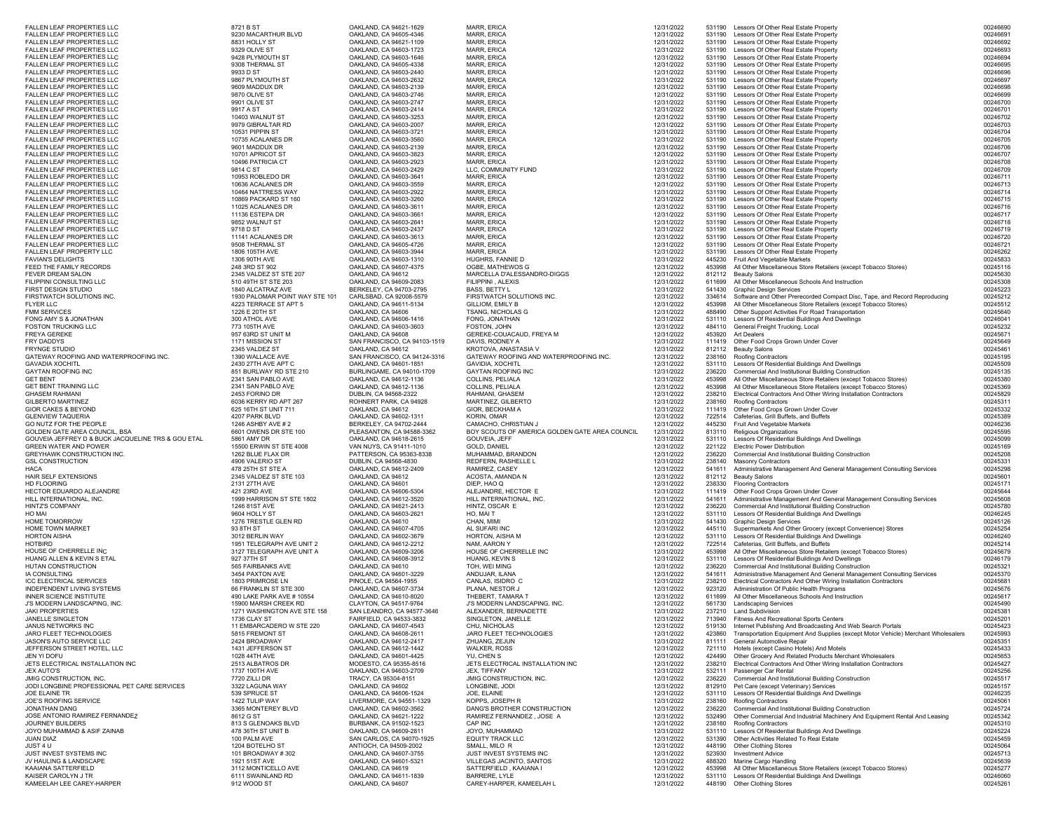| | | | | | | | |
|---|---|---|---|---|---|---|---|
| FALLEN LEAF PROPERTIES LLC | 8721 B ST | OAKLAND, CA 94621-1629 | MARR, ERICA | 12/31/2022 | 531190 | Lessors Of Other Real Estate Property | 00246690 |
| FALLEN LEAF PROPERTIES LLC | 9230 MACARTHUR BLVD | OAKLAND, CA 94605-4346 | MARR, ERICA | 12/31/2022 | 531190 | Lessors Of Other Real Estate Property | 00246691 |
| FALLEN LEAF PROPERTIES LLC | 8831 HOLLY ST | OAKLAND, CA 94621-1109 | MARR, ERICA | 12/31/2022 | 531190 | Lessors Of Other Real Estate Property | 00246692 |
| FALLEN LEAF PROPERTIES LLC | 9329 OLIVE ST | OAKLAND, CA 94603-1723 | MARR, ERICA | 12/31/2022 | 531190 | Lessors Of Other Real Estate Property | 00246693 |
| FALLEN LEAF PROPERTIES LLC | 9428 PLYMOUTH ST | OAKLAND, CA 94603-1646 | MARR, ERICA | 12/31/2022 | 531190 | Lessors Of Other Real Estate Property | 00246694 |
| FALLEN LEAF PROPERTIES LLC | 9308 THERMAL ST | OAKLAND, CA 94605-4338 | MARR, ERICA | 12/31/2022 | 531190 | Lessors Of Other Real Estate Property | 00246695 |
| FALLEN LEAF PROPERTIES LLC | 9933 D ST | OAKLAND, CA 94603-2440 | MARR, ERICA | 12/31/2022 | 531190 | Lessors Of Other Real Estate Property | 00246696 |
| FALLEN LEAF PROPERTIES LLC | 9867 PLYMOUTH ST | OAKLAND, CA 94603-2632 | MARR, ERICA | 12/31/2022 | 531190 | Lessors Of Other Real Estate Property | 00246697 |
| FALLEN LEAF PROPERTIES LLC | 9609 MADDUX DR | OAKLAND, CA 94603-2139 | MARR, ERICA | 12/31/2022 | 531190 | Lessors Of Other Real Estate Property | 00246698 |
| FALLEN LEAF PROPERTIES LLC | 9870 OLIVE ST | OAKLAND, CA 94603-2746 | MARR, ERICA | 12/31/2022 | 531190 | Lessors Of Other Real Estate Property | 00246699 |
| FALLEN LEAF PROPERTIES LLC | 9901 OLIVE ST | OAKLAND, CA 94603-2747 | MARR, ERICA | 12/31/2022 | 531190 | Lessors Of Other Real Estate Property | 00246700 |
| FALLEN LEAF PROPERTIES LLC | 9917 A ST | OAKLAND, CA 94603-2414 | MARR, ERICA | 12/31/2022 | 531190 | Lessors Of Other Real Estate Property | 00246701 |
| FALLEN LEAF PROPERTIES LLC | 10403 WALNUT ST | OAKLAND, CA 94603-3253 | MARR, ERICA | 12/31/2022 | 531190 | Lessors Of Other Real Estate Property | 00246702 |
| FALLEN LEAF PROPERTIES LLC | 9979 GIBRALTAR RD | OAKLAND, CA 94603-2007 | MARR, ERICA | 12/31/2022 | 531190 | Lessors Of Other Real Estate Property | 00246703 |
| FALLEN LEAF PROPERTIES LLC | 10531 PIPPIN ST | OAKLAND, CA 94603-3721 | MARR, ERICA | 12/31/2022 | 531190 | Lessors Of Other Real Estate Property | 00246704 |
| FALLEN LEAF PROPERTIES LLC | 10735 ACALANES DR | OAKLAND, CA 94603-3560 | MARR, ERICA | 12/31/2022 | 531190 | Lessors Of Other Real Estate Property | 00246705 |
| FALLEN LEAF PROPERTIES LLC | 9601 MADDUX DR | OAKLAND, CA 94603-2139 | MARR, ERICA | 12/31/2022 | 531190 | Lessors Of Other Real Estate Property | 00246706 |
| FALLEN LEAF PROPERTIES LLC | 10701 APRICOT ST | OAKLAND, CA 94603-3823 | MARR, ERICA | 12/31/2022 | 531190 | Lessors Of Other Real Estate Property | 00246707 |
| FALLEN LEAF PROPERTIES LLC | 10496 PATRICIA CT | OAKLAND, CA 94603-2923 | MARR, ERICA | 12/31/2022 | 531190 | Lessors Of Other Real Estate Property | 00246708 |
| FALLEN LEAF PROPERTIES LLC | 9814 C ST | OAKLAND, CA 94603-2429 | LLC, COMMUNITY FUND | 12/31/2022 | 531190 | Lessors Of Other Real Estate Property | 00246709 |
| FALLEN LEAF PROPERTIES LLC | 10953 ROBLEDO DR | OAKLAND, CA 94603-3641 | MARR, ERICA | 12/31/2022 | 531190 | Lessors Of Other Real Estate Property | 00246711 |
| FALLEN LEAF PROPERTIES LLC | 10636 ACALANES DR | OAKLAND, CA 94603-3559 | MARR, ERICA | 12/31/2022 | 531190 | Lessors Of Other Real Estate Property | 00246713 |
| FALLEN LEAF PROPERTIES LLC | 10464 NATTRESS WAY | OAKLAND, CA 94603-2922 | MARR, ERICA | 12/31/2022 | 531190 | Lessors Of Other Real Estate Property | 00246714 |
| FALLEN LEAF PROPERTIES LLC | 10869 PACKARD ST 160 | OAKLAND, CA 94603-3260 | MARR, ERICA | 12/31/2022 | 531190 | Lessors Of Other Real Estate Property | 00246715 |
| FALLEN LEAF PROPERTIES LLC | 11025 ACALANES DR | OAKLAND, CA 94603-3611 | MARR, ERICA | 12/31/2022 | 531190 | Lessors Of Other Real Estate Property | 00246716 |
| FALLEN LEAF PROPERTIES LLC | 11136 ESTEPA DR | OAKLAND, CA 94603-3661 | MARR, ERICA | 12/31/2022 | 531190 | Lessors Of Other Real Estate Property | 00246717 |
| FALLEN LEAF PROPERTIES LLC | 9852 WALNUT ST | OAKLAND, CA 94603-2641 | MARR, ERICA | 12/31/2022 | 531190 | Lessors Of Other Real Estate Property | 00246718 |
| FALLEN LEAF PROPERTIES LLC | 9718 D ST | OAKLAND, CA 94603-2437 | MARR, ERICA | 12/31/2022 | 531190 | Lessors Of Other Real Estate Property | 00246719 |
| FALLEN LEAF PROPERTIES LLC | 11141 ACALANES DR | OAKLAND, CA 94603-3613 | MARR, ERICA | 12/31/2022 | 531190 | Lessors Of Other Real Estate Property | 00246720 |
| FALLEN LEAF PROPERTIES LLC | 9508 THERMAL ST | OAKLAND, CA 94605-4726 | MARR, ERICA | 12/31/2022 | 531190 | Lessors Of Other Real Estate Property | 00246721 |
| FALLEN LEAF PROPERTY LLC | 1806 105TH AVE | OAKLAND, CA 94603-3944 | MARR, ERICA | 12/31/2022 | 531190 | Lessors Of Other Real Estate Property | 00246262 |
| FAVIAN'S DELIGHTS | 1306 90TH AVE | OAKLAND, CA 94603-1310 | HUGHRS, FANNIE D | 12/31/2022 | 445230 | Fruit And Vegetable Markets | 00245833 |
| FEED THE FAMILY RECORDS | 248 3RD ST 902 | OAKLAND, CA 94607-4375 | OGBE, MATHEWOS G | 12/31/2022 | 453998 | All Other Miscellaneous Store Retailers (except Tobacco Stores) | 00245116 |
| FEVER DREAM SALON | 2345 VALDEZ ST STE 207 | OAKLAND, CA 94612 | MARCELLA D'ALESSANDRO-DIGGS | 12/31/2022 | 812112 | Beauty Salons | 00245630 |
| FILIPPINI CONSULTING LLC | 510 49TH ST STE 203 | OAKLAND, CA 94609-2083 | FILIPPINI , ALEXIS | 12/31/2022 | 611699 | All Other Miscellaneous Schools And Instruction | 00245308 |
| FIRST DESIGN STUDIO | 1840 ALCATRAZ AVE | BERKELEY, CA 94703-2795 | BASS, BETTY L | 12/31/2022 | 541430 | Graphic Design Services | 00245223 |
| FIRSTWATCH SOLUTIONS INC. | 1930 PALOMAR POINT WAY STE 101 | CARLSBAD, CA 92008-5579 | FIRSTWATCH SOLUTIONS INC. | 12/31/2022 | 334614 | Software and Other Prerecorded Compact Disc, Tape, and Record Reproducing | 00245212 |
| FLYER LLC | 4223 TERRACE ST APT 5 | OAKLAND, CA 94611-5134 | GILLIOM, EMILY B | 12/31/2022 | 453998 | All Other Miscellaneous Store Retailers (except Tobacco Stores) | 00245512 |
| FMM SERVICES | 1226 E 20TH ST | OAKLAND, CA 94606 | TSANG, NICHOLAS G | 12/31/2022 | 488490 | Other Support Activities For Road Transportation | 00245640 |
| FONG AMY S & JONATHAN | 300 ATHOL AVE | OAKLAND, CA 94606-1416 | FONG, JONATHAN | 12/31/2022 | 531110 | Lessors Of Residential Buildings And Dwellings | 00246041 |
| FOSTON TRUCKING LLC | 773 105TH AVE | OAKLAND, CA 94603-3603 | FOSTON, JOHN | 12/31/2022 | 484110 | General Freight Trucking, Local | 00245232 |
| FREYA GEREKE | 957 63RD ST UNIT M | OAKLAND, CA 94608 | GEREKE-COUACAUD, FREYA M | 12/31/2022 | 453920 | Art Dealers | 00245671 |
| FRY DADDYS | 1171 MISSION ST | SAN FRANCISCO, CA 94103-1519 | DAVIS, RODNEY A | 12/31/2022 | 111419 | Other Food Crops Grown Under Cover | 00245649 |
| FRYNGE STUDIO | 2345 VALDEZ ST | OAKLAND, CA 94612 | KROTOVA, ANASTASIA V | 12/31/2022 | 812112 | Beauty Salons | 00245461 |
| GATEWAY ROOFING AND WATERPROOFING INC. | 1390 WALLACE AVE | SAN FRANCISCO, CA 94124-3316 | GATEWAY ROOFING AND WATERPROOFING INC. | 12/31/2022 | 238160 | Roofing Contractors | 00245195 |
| GAVADIA XOCHITL | 2430 27TH AVE APT C | OAKLAND, CA 94601-1851 | GAVIDIA, XOCHITL | 12/31/2022 | 531110 | Lessors Of Residential Buildings And Dwellings | 00245509 |
| GAYTAN ROOFING INC | 851 BURLWAY RD STE 210 | BURLINGAME, CA 94010-1709 | GAYTAN ROOFING INC | 12/31/2022 | 236220 | Commercial And Institutional Building Construction | 00245135 |
| GET BENT | 2341 SAN PABLO AVE | OAKLAND, CA 94612-1136 | COLLINS, PELIALA | 12/31/2022 | 453998 | All Other Miscellaneous Store Retailers (except Tobacco Stores) | 00245380 |
| GET BENT TRAINING LLC | 2341 SAN PABLO AVE | OAKLAND, CA 94612-1136 | COLLINS, PELIALA | 12/31/2022 | 453998 | All Other Miscellaneous Store Retailers (except Tobacco Stores) | 00245369 |
| GHASEM RAHMANI | 2453 FORINO DR | DUBLIN, CA 94568-2322 | RAHMANI, GHASEM | 12/31/2022 | 238210 | Electrical Contractors And Other Wiring Installation Contractors | 00245829 |
| GILBERTO MARTINEZ | 6036 KERRY RD APT 267 | ROHNERT PARK, CA 94928 | MARTINEZ, GILBERTO | 12/31/2022 | 238160 | Roofing Contractors | 00245311 |
| GIOR CAKES & BEYOND | 625 16TH ST UNIT 711 | OAKLAND, CA 94612 | GIOR, BECKHAM A | 12/31/2022 | 111419 | Other Food Crops Grown Under Cover | 00245332 |
| GLENVIEW TAQUERIA | 4207 PARK BLVD | OAKLAND, CA 94602-1311 | KORIN, OMAR | 12/31/2022 | 722514 | Cafeterias, Grill Buffets, and Buffets | 00245389 |
| GO NUTZ FOR THE PEOPLE | 1246 ASHBY AVE # 2 | BERKELEY, CA 94702-2444 | CAMACHO, CHRISTIAN J | 12/31/2022 | 445230 | Fruit And Vegetable Markets | 00246236 |
| GOLDEN GATE AREA COUNCIL, BSA | 6601 OWENS DR STE 100 | PLEASANTON, CA 94588-3362 | BOY SCOUTS OF AMERICA GOLDEN GATE AREA COUNCIL | 12/31/2022 | 813110 | Religious Organizations | 00245595 |
| GOUVEIA JEFFREY D & BUCK JACQUELINE TRS & GOU ETAL | 5861 AMY DR | OAKLAND, CA 94618-2615 | GOUVEIA, JEFF | 12/31/2022 | 531110 | Lessors Of Residential Buildings And Dwellings | 00245099 |
| GREEN WATER AND POWER | 15500 ERWIN ST STE 4008 | VAN NUYS, CA 91411-1010 | GOLD, DANIEL | 12/31/2022 | 221122 | Electric Power Distribution | 00245169 |
| GREYHAWK CONSTRUCTION INC. | 1262 BLUE FLAX DR | PATTERSON, CA 95363-8338 | MUHAMMAD, BRANDON | 12/31/2022 | 236220 | Commercial And Institutional Building Construction | 00245208 |
| GSL CONSTRUCTION | 4906 VALERIO ST | DUBLIN, CA 94568-4830 | REDFERN, RASHELLE L | 12/31/2022 | 238140 | Masonry Contractors | 00245331 |
| HACA | 478 25TH ST STE A | OAKLAND, CA 94612-2409 | RAMIREZ, CASEY | 12/31/2022 | 541611 | Administrative Management And General Management Consulting Services | 00245298 |
| HAIR SELF EXTENSIONS | 2345 VALDEZ ST STE 103 | OAKLAND, CA 94612 | ACOSTA, AMANDA N | 12/31/2022 | 812112 | Beauty Salons | 00245601 |
| HD FLOORING | 2131 27TH AVE | OAKLAND, CA 94601 | DIEP, HAO Q | 12/31/2022 | 238330 | Flooring Contractors | 00245171 |
| HECTOR EDUARDO ALEJANDRE | 421 23RD AVE | OAKLAND, CA 94606-5304 | ALEJANDRE, HECTOR E | 12/31/2022 | 111419 | Other Food Crops Grown Under Cover | 00245644 |
| HILL INTERNATIONAL, INC. | 1999 HARRISON ST STE 1802 | OAKLAND, CA 94612-3520 | HILL INTERNATIONAL, INC. | 12/31/2022 | 541611 | Administrative Management And General Management Consulting Services | 00245608 |
| HINTZ'S COMPANY | 1246 81ST AVE | OAKLAND, CA 94621-2413 | HINTZ, OSCAR E | 12/31/2022 | 236220 | Commercial And Institutional Building Construction | 00245780 |
| HO MAI | 9604 HOLLY ST | OAKLAND, CA 94603-2621 | HO, MAI T | 12/31/2022 | 531110 | Lessors Of Residential Buildings And Dwellings | 00246245 |
| HOME TOMORROW | 1276 TRESTLE GLEN RD | OAKLAND, CA 94610 | CHAN, MIMI | 12/31/2022 | 541430 | Graphic Design Services | 00245126 |
| HOME TOWN MARKET | 93 8TH ST | OAKLAND, CA 94607-4705 | AL SUFARI INC | 12/31/2022 | 445110 | Supermarkets And Other Grocery (except Convenience) Stores | 00245254 |
| HORTON AISHA | 3012 BERLIN WAY | OAKLAND, CA 94602-3679 | HORTON, AISHA M | 12/31/2022 | 531110 | Lessors Of Residential Buildings And Dwellings | 00246240 |
| HOTBIRD | 1951 TELEGRAPH AVE UNIT 2 | OAKLAND, CA 94612-2212 | NAM, AARON Y | 12/31/2022 | 722514 | Cafeterias, Grill Buffets, and Buffets | 00245214 |
| HOUSE OF CHERRELLE INC | 3127 TELEGRAPH AVE UNIT A | OAKLAND, CA 94609-3206 | HOUSE OF CHERRELLE INC | 12/31/2022 | 453998 | All Other Miscellaneous Store Retailers (except Tobacco Stores) | 00245679 |
| HUANG ALLEN & KEVIN S ETAL | 927 37TH ST | OAKLAND, CA 94608-3912 | HUANG, KEVIN S | 12/31/2022 | 531110 | Lessors Of Residential Buildings And Dwellings | 00246179 |
| HUTAN CONSTRUCTION | 565 FAIRBANKS AVE | OAKLAND, CA 94610 | TOH, WEI MING | 12/31/2022 | 236220 | Commercial And Institutional Building Construction | 00245321 |
| IA CONSULTING | 3454 PAXTON AVE | OAKLAND, CA 94601-3229 | ANDUJAR, ILANA | 12/31/2022 | 541611 | Administrative Management And General Management Consulting Services | 00245370 |
| ICC ELECTRICAL SERVICES | 1803 PRIMROSE LN | PINOLE, CA 94564-1955 | CANLAS, ISIDRO C | 12/31/2022 | 238210 | Electrical Contractors And Other Wiring Installation Contractors | 00245681 |
| INDEPENDENT LIVING SYSTEMS | 66 FRANKLIN ST STE 300 | OAKLAND, CA 94607-3734 | PLANA, NESTOR J | 12/31/2022 | 923120 | Administration Of Public Health Programs | 00245676 |
| INNER SCIENCE INSTITUTE | 490 LAKE PARK AVE # 10554 | OAKLAND, CA 94610-8020 | THEBERT, TAMARA T | 12/31/2022 | 611699 | All Other Miscellaneous Schools And Instruction | 00245617 |
| J'S MODERN LANDSCAPING, INC. | 15900 MARSH CREEK RD | CLAYTON, CA 94517-9764 | J'S MODERN LANDSCAPING, INC. | 12/31/2022 | 561730 | Landscaping Services | 00245490 |
| JAKI PROPERTIES | 1271 WASHINGTON AVE STE 158 | SAN LEANDRO, CA 94577-3646 | ALEXANDER, BERNADETTE | 12/31/2022 | 237210 | Land Subdivision | 00245381 |
| JANELLE SINGLETON | 1736 CLAY ST | FAIRFIELD, CA 94533-3832 | SINGLETON, JANELLE | 12/31/2022 | 713940 | Fitness And Recreational Sports Centers | 00245201 |
| JANUS NETWORKS INC | 11 EMBARCADERO W STE 220 | OAKLAND, CA 94607-4543 | CHU, NICHOLAS | 12/31/2022 | 519130 | Internet Publishing And Broadcasting And Web Search Portals | 00245423 |
| JARO FLEET TECHNOLOGIES | 5815 FREMONT ST | OAKLAND, CA 94608-2611 | JARO FLEET TECHNOLOGIES | 12/31/2022 | 423860 | Transportation Equipment And Supplies (except Motor Vehicle) Merchant Wholesalers | 00245993 |
| JASON'S AUTO SERVICE LLC | 2424 BROADWAY | OAKLAND, CA 94612-2417 | ZHUANG, ZEJUN | 12/31/2022 | 811111 | General Automotive Repair | 00245351 |
| JEFFERSON STREET HOTEL, LLC | 1431 JEFFERSON ST | OAKLAND, CA 94612-1442 | WALKER, ROSS | 12/31/2022 | 721110 | Hotels (except Casino Hotels) And Motels | 00245433 |
| JEN YI DOFU | 1028 44TH AVE | OAKLAND, CA 94601-4425 | YU, CHEN S | 12/31/2022 | 424490 | Other Grocery And Related Products Merchant Wholesalers | 00245653 |
| JETS ELECTRICAL INSTALLATION INC | 2513 ALBATROS DR | MODESTO, CA 95355-8516 | JETS ELECTRICAL INSTALLATION INC | 12/31/2022 | 238210 | Electrical Contractors And Other Wiring Installation Contractors | 00245427 |
| JEX AUTO'S | 1737 100TH AVE | OAKLAND, CA 94603-2709 | JEX, TIFFANY | 12/31/2022 | 532111 | Passenger Car Rental | 00245256 |
| JMIG CONSTRUCTION, INC. | 7720 ZILLI DR | TRACY, CA 95304-8151 | JMIG CONSTRUCTION, INC. | 12/31/2022 | 236220 | Commercial And Institutional Building Construction | 00245517 |
| JODI LONGBINE PROFESSIONAL PET CARE SERVICES | 3322 LAGUNA WAY | OAKLAND, CA 94602 | LONGBINE, JODI | 12/31/2022 | 812910 | Pet Care (except Veterinary) Services | 00245157 |
| JOE ELAINE TR | 539 SPRUCE ST | OAKLAND, CA 94606-1524 | JOE, ELAINE | 12/31/2022 | 531110 | Lessors Of Residential Buildings And Dwellings | 00246235 |
| JOE'S ROOFING SERVICE | 1422 TULIP WAY | LIVERMORE, CA 94551-1329 | KOPPS, JOSEPH R | 12/31/2022 | 238160 | Roofing Contractors | 00245061 |
| JONATHAN DANG | 3365 MONTEREY BLVD | OAKLAND, CA 94602-3562 | DANG'S BROTHER CONSTRUCTION | 12/31/2022 | 236220 | Commercial And Institutional Building Construction | 00245724 |
| JOSE ANTONIO RAMIREZ FERNANDEZ | 8612 G ST | OAKLAND, CA 94621-1222 | RAMIREZ FERNANDEZ , JOSE A | 12/31/2022 | 532490 | Other Commercial And Industrial Machinery And Equipment Rental And Leasing | 00245342 |
| JOURNEY BUILDERS | 813 S GLENOAKS BLVD | BURBANK, CA 91502-1523 | CAP INC | 12/31/2022 | 238160 | Roofing Contractors | 00245310 |
| JOYO MUHAMMAD & ASIF ZAINAB | 478 36TH ST UNIT B | OAKLAND, CA 94609-2811 | JOYO, MUHAMMAD | 12/31/2022 | 531110 | Lessors Of Residential Buildings And Dwellings | 00245224 |
| JUAN DIAZ | 100 PALM AVE | SAN CARLOS, CA 94070-1925 | EQUITY TRACK LLC | 12/31/2022 | 531390 | Other Activities Related To Real Estate | 00245459 |
| JUST 4 U | 1204 BOTELHO ST | ANTIOCH, CA 94509-2002 | SMALL, MILO R | 12/31/2022 | 448190 | Other Clothing Stores | 00245064 |
| JUST INVEST SYSTEMS INC | 101 BROADWAY # 302 | OAKLAND, CA 94607-3755 | JUST INVEST SYSTEMS INC | 12/31/2022 | 523930 | Investment Advice | 00245713 |
| JV HAULING & LANDSCAPE | 1921 51ST AVE | OAKLAND, CA 94601-5321 | VILLEGAS JACINTO, SANTOS | 12/31/2022 | 488320 | Marine Cargo Handling | 00245639 |
| KAAIANA SATTERFIELD | 3112 MONTICELLO AVE | OAKLAND, CA 94619 | SATTERFIELD , KAAIANA I | 12/31/2022 | 453998 | All Other Miscellaneous Store Retailers (except Tobacco Stores) | 00245277 |
| KAISER CAROLYN J TR | 6111 SWAINLAND RD | OAKLAND, CA 94611-1839 | BARRERE, LYLE | 12/31/2022 | 531110 | Lessors Of Residential Buildings And Dwellings | 00246060 |
| KAMEELAH LEE CAREY-HARPER | 912 WOOD ST | OAKLAND, CA 94607 | CAREY-HARPER, KAMEELAH L | 12/31/2022 | 448190 | Other Clothing Stores | 00245261 |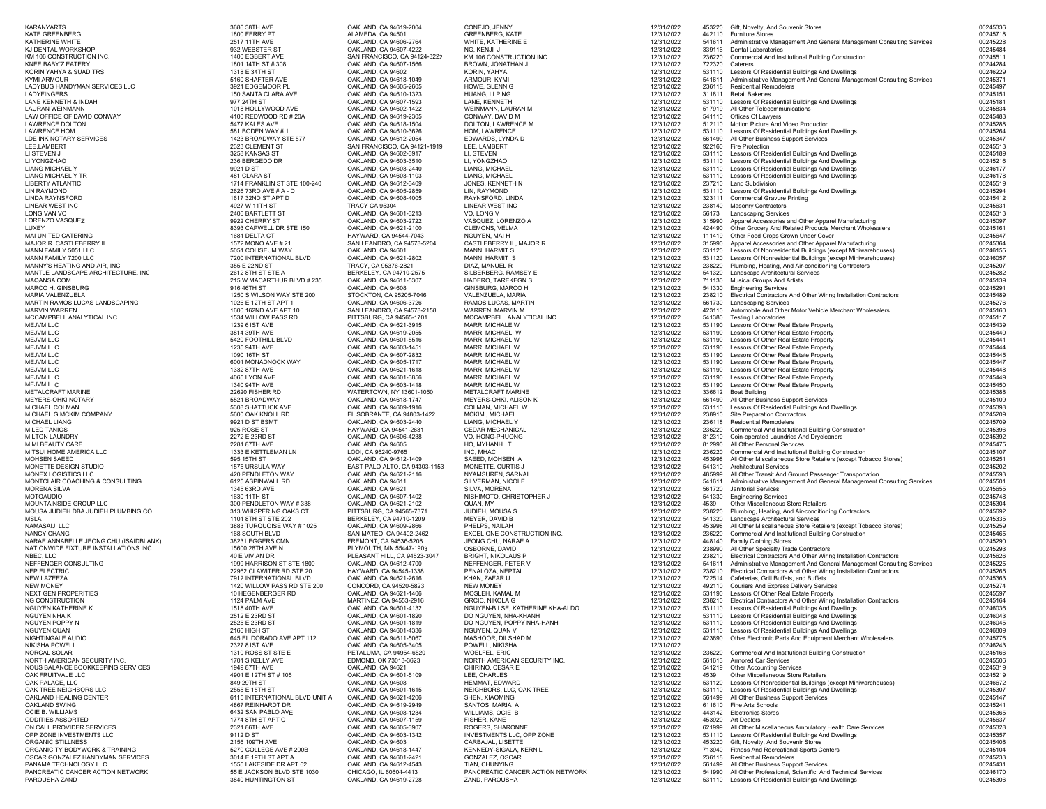| | | | | | | | |
|---|---|---|---|---|---|---|---|
| KARANYARTS | 3686 38TH AVE | OAKLAND, CA 94619-2004 | CONEJO, JENNY | 12/31/2022 | 453220 | Gift, Novelty, And Souvenir Stores | 00245336 |
| KATE GREENBERG | 1800 FERRY PT | ALAMEDA, CA 94501 | GREENBERG, KATE | 12/31/2022 | 442110 | Furniture Stores | 00245718 |
| KATHERINE WHITE | 2517 11TH AVE | OAKLAND, CA 94606-2764 | WHITE, KATHERINE E | 12/31/2022 | 541611 | Administrative Management And General Management Consulting Services | 00245228 |
| KJ DENTAL WORKSHOP | 932 WEBSTER ST | OAKLAND, CA 94607-4222 | NG, KENJI J | 12/31/2022 | 339116 | Dental Laboratories | 00245484 |
| KM 106 CONSTRUCTION INC. | 1400 EGBERT AVE | SAN FRANCISCO, CA 94124-3222 | KM 106 CONSTRUCTION INC. | 12/31/2022 | 236220 | Commercial And Institutional Building Construction | 00245511 |
| KNEE BABY'Z EATERY | 1801 14TH ST # 308 | OAKLAND, CA 94607-1566 | BROWN, JONATHAN J | 12/31/2022 | 722320 | Caterers | 00244284 |
| KORIN YAHYA & SUAD TRS | 1318 E 34TH ST | OAKLAND, CA 94602 | KORIN, YAHYA | 12/31/2022 | 531110 | Lessors Of Residential Buildings And Dwellings | 00246229 |
| KYMI ARMOUR | 5160 SHAFTER AVE | OAKLAND, CA 94618-1049 | ARMOUR, KYMI | 12/31/2022 | 541611 | Administrative Management And General Management Consulting Services | 00245371 |
| LADYBUG HANDYMAN SERVICES LLC | 3921 EDGEMOOR PL | OAKLAND, CA 94605-2605 | HOWE, GLENN G | 12/31/2022 | 236118 | Residential Remodelers | 00245497 |
| LADYFINGERS | 150 SANTA CLARA AVE | OAKLAND, CA 94610-1323 | HUANG, LI PING | 12/31/2022 | 311811 | Retail Bakeries | 00245151 |
| LANE KENNETH & INDAH | 977 24TH ST | OAKLAND, CA 94607-1593 | LANE, KENNETH | 12/31/2022 | 531110 | Lessors Of Residential Buildings And Dwellings | 00245181 |
| LAURAN WEINMANN | 1018 HOLLYWOOD AVE | OAKLAND, CA 94602-1422 | WEINMANN, LAURAN M | 12/31/2022 | 517919 | All Other Telecommunications | 00245834 |
| LAW OFFICE OF DAVID CONWAY | 4100 REDWOOD RD # 20A | OAKLAND, CA 94619-2305 | CONWAY, DAVID M | 12/31/2022 | 541110 | Offices Of Lawyers | 00245483 |
| LAWRENCE DOLTON | 5477 KALES AVE | OAKLAND, CA 94618-1504 | DOLTON, LAWRENCE M | 12/31/2022 | 512110 | Motion Picture And Video Production | 00245288 |
| LAWRENCE HOM | 581 BODEN WAY # 1 | OAKLAND, CA 94610-3626 | HOM, LAWRENCE | 12/31/2022 | 531110 | Lessors Of Residential Buildings And Dwellings | 00245264 |
| LDE INK NOTARY SERVICES | 1423 BROADWAY STE 577 | OAKLAND, CA 94612-2054 | EDWARDS, LYNDA D | 12/31/2022 | 561499 | All Other Business Support Services | 00245347 |
| LEE,LAMBERT | 2323 CLEMENT ST | SAN FRANCISCO, CA 94121-1919 | LEE, LAMBERT | 12/31/2022 | 922160 | Fire Protection | 00245513 |
| LI STEVEN J | 3256 KANSAS ST | OAKLAND, CA 94602-3917 | LI, STEVEN | 12/31/2022 | 531110 | Lessors Of Residential Buildings And Dwellings | 00245189 |
| LI YONGZHAO | 236 BERGEDO DR | OAKLAND, CA 94603-3510 | LI, YONGZHAO | 12/31/2022 | 531110 | Lessors Of Residential Buildings And Dwellings | 00245216 |
| LIANG MICHAEL Y | 9921 D ST | OAKLAND, CA 94603-2440 | LIANG, MICHAEL | 12/31/2022 | 531110 | Lessors Of Residential Buildings And Dwellings | 00246177 |
| LIANG MICHAEL Y TR | 481 CLARA ST | OAKLAND, CA 94603-1103 | LIANG, MICHAEL | 12/31/2022 | 531110 | Lessors Of Residential Buildings And Dwellings | 00246178 |
| LIBERTY ATLANTIC | 1714 FRANKLIN ST STE 100-240 | OAKLAND, CA 94612-3409 | JONES, KENNETH N | 12/31/2022 | 237210 | Land Subdivision | 00245519 |
| LIN RAYMOND | 2626 73RD AVE # A - D | OAKLAND, CA 94605-2859 | LIN, RAYMOND | 12/31/2022 | 531110 | Lessors Of Residential Buildings And Dwellings | 00245294 |
| LINDA RAYNSFORD | 1617 32ND ST APT D | OAKLAND, CA 94608-4005 | RAYNSFORD, LINDA | 12/31/2022 | 323111 | Commercial Gravure Printing | 00245412 |
| LINEAR WEST INC | 4927 W 11TH ST | TRACY CA 95304 | LINEAR WEST INC | 12/31/2022 | 238140 | Masonry Contractors | 00245631 |
| LONG VAN VO | 2406 BARTLETT ST | OAKLAND, CA 94601-3213 | VO, LONG V | 12/31/2022 | 56173 | Landscaping Services | 00245313 |
| LORENZO VASQUEZ | 9922 CHERRY ST | OAKLAND, CA 94603-2722 | VASQUEZ, LORENZO A | 12/31/2022 | 315990 | Apparel Accessories and Other Apparel Manufacturing | 00245097 |
| LUXEY | 8393 CAPWELL DR STE 150 | OAKLAND, CA 94621-2100 | CLEMONS, VELMA | 12/31/2022 | 424490 | Other Grocery And Related Products Merchant Wholesalers | 00245161 |
| MAI UNITED CATERING | 1681 DELTA CT | HAYWARD, CA 94544-7043 | NGUYEN, MAI H | 12/31/2022 | 111419 | Other Food Crops Grown Under Cover | 00245647 |
| MAJOR R. CASTLEBERRY II. | 1572 MONO AVE # 21 | SAN LEANDRO, CA 94578-5204 | CASTLEBERRY II., MAJOR R | 12/31/2022 | 315990 | Apparel Accessories and Other Apparel Manufacturing | 00245364 |
| MANN FAMILY 5051 LLC | 5051 COLISEUM WAY | OAKLAND, CA 94601 | MANN, HARMIT S | 12/31/2022 | 531120 | Lessors Of Nonresidential Buildings (except Miniwarehouses) | 00246155 |
| MANN FAMILY 7200 LLC | 7200 INTERNATIONAL BLVD | OAKLAND, CA 94621-2802 | MANN, HARMIT S | 12/31/2022 | 531120 | Lessors Of Nonresidential Buildings (except Miniwarehouses) | 00246057 |
| MANNY'S HEATING AND AIR, INC | 355 E 22ND ST | TRACY, CA 95376-2821 | DIAZ, MANUEL R | 12/31/2022 | 238220 | Plumbing, Heating, And Air-conditioning Contractors | 00245207 |
| MANTLE LANDSCAPE ARCHITECTURE, INC | 2612 8TH ST STE A | BERKELEY, CA 94710-2575 | SILBERBERG, RAMSEY E | 12/31/2022 | 541320 | Landscape Architectural Services | 00245282 |
| MAQANSA.COM | 215 W MACARTHUR BLVD # 235 | OAKLAND, CA 94611-5307 | HADERO, TAREKEGN S | 12/31/2022 | 711130 | Musical Groups And Artists | 00245139 |
| MARCO H. GINSBURG | 916 46TH ST | OAKLAND, CA 94608 | GINSBURG, MARCO H | 12/31/2022 | 541330 | Engineering Services | 00245291 |
| MARIA VALENZUELA | 1250 S WILSON WAY STE 200 | STOCKTON, CA 95205-7046 | VALENZUELA, MARIA | 12/31/2022 | 238210 | Electrical Contractors And Other Wiring Installation Contractors | 00245489 |
| MARTIN RAMOS LUCAS LANDSCAPING | 1026 E 12TH ST APT 1 | OAKLAND, CA 94606-3726 | RAMOS LUCAS, MARTIN | 12/31/2022 | 561730 | Landscaping Services | 00245276 |
| MARVIN WARREN | 1600 162ND AVE APT 10 | SAN LEANDRO, CA 94578-2158 | WARREN, MARVIN M | 12/31/2022 | 423110 | Automobile And Other Motor Vehicle Merchant Wholesalers | 00245160 |
| MCCAMPBELL ANALYTICAL INC. | 1534 WILLOW PASS RD | PITTSBURG, CA 94565-1701 | MCCAMPBELL ANALYTICAL INC. | 12/31/2022 | 541380 | Testing Laboratories | 00245117 |
| MEJVM LLC | 1239 61ST AVE | OAKLAND, CA 94621-3915 | MARR, MICHALE W | 12/31/2022 | 531190 | Lessors Of Other Real Estate Property | 00245439 |
| MEJVM LLC | 3814 39TH AVE | OAKLAND, CA 94619-2055 | MARR, MICHAEL W | 12/31/2022 | 531190 | Lessors Of Other Real Estate Property | 00245440 |
| MEJVM LLC | 5420 FOOTHILL BLVD | OAKLAND, CA 94601-5516 | MARR, MICHAEL W | 12/31/2022 | 531190 | Lessors Of Other Real Estate Property | 00245441 |
| MEJVM LLC | 1235 94TH AVE | OAKLAND, CA 94603-1451 | MARR, MICHAEL W | 12/31/2022 | 531190 | Lessors Of Other Real Estate Property | 00245444 |
| MEJVM LLC | 1090 16TH ST | OAKLAND, CA 94607-2832 | MARR, MICHAEL W | 12/31/2022 | 531190 | Lessors Of Other Real Estate Property | 00245445 |
| MEJVM LLC | 6001 MONADNOCK WAY | OAKLAND, CA 94605-1717 | MARR, MICHAEL W | 12/31/2022 | 531190 | Lessors Of Other Real Estate Property | 00245447 |
| MEJVM LLC | 1332 87TH AVE | OAKLAND, CA 94621-1618 | MARR, MICHAEL W | 12/31/2022 | 531190 | Lessors Of Other Real Estate Property | 00245448 |
| MEJVM LLC | 4065 LYON AVE | OAKLAND, CA 94601-3856 | MARR, MICHAEL W | 12/31/2022 | 531190 | Lessors Of Other Real Estate Property | 00245449 |
| MEJVM LLC | 1340 94TH AVE | OAKLAND, CA 94603-1418 | MARR, MICHAEL W | 12/31/2022 | 531190 | Lessors Of Other Real Estate Property | 00245450 |
| METALCRAFT MARINE | 22620 FISHER RD | WATERTOWN, NY 13601-1050 | METALCRAFT MARINE | 12/31/2022 | 336612 | Boat Building | 00245388 |
| MEYERS-OHKI NOTARY | 5521 BROADWAY | OAKLAND, CA 94618-1747 | MEYERS-OHKI, ALISON K | 12/31/2022 | 561499 | All Other Business Support Services | 00245109 |
| MICHAEL COLMAN | 5308 SHATTUCK AVE | OAKLAND, CA 94609-1916 | COLMAN, MICHAEL W | 12/31/2022 | 531110 | Lessors Of Residential Buildings And Dwellings | 00245398 |
| MICHAEL G MCKIM COMPANY | 5600 OAK KNOLL RD | EL SOBRANTE, CA 94803-1422 | MCKIM , MICHAEL | 12/31/2022 | 238910 | Site Preparation Contractors | 00245209 |
| MICHAEL LIANG | 9921 D ST BSMT | OAKLAND, CA 94603-2440 | LIANG, MICHAEL Y | 12/31/2022 | 236118 | Residential Remodelers | 00245709 |
| MILED TANIOS | 925 ROSE ST | HAYWARD, CA 94541-2631 | CEDAR MECHANICAL | 12/31/2022 | 236220 | Commercial And Institutional Building Construction | 00245396 |
| MILTON LAUNDRY | 2272 E 23RD ST | OAKLAND, CA 94606-4238 | VO, HONG-PHUONG | 12/31/2022 | 812310 | Coin-operated Laundries And Drycleaners | 00245392 |
| MIMI BEAUTY CARE | 2281 87TH AVE | OAKLAND, CA 94605 | HO, MYHANH T | 12/31/2022 | 812990 | All Other Personal Services | 00245475 |
| MITSUI HOME AMERICA LLC | 1333 E KETTLEMAN LN | LODI, CA 95240-9765 | INC, MHAC | 12/31/2022 | 236220 | Commercial And Institutional Building Construction | 00245107 |
| MOHSEN SAEED | 595 15TH ST | OAKLAND, CA 94612-1409 | SAEED, MOHSEN A | 12/31/2022 | 453998 | All Other Miscellaneous Store Retailers (except Tobacco Stores) | 00245251 |
| MONETTE DESIGN STUDIO | 1575 URSULA WAY | EAST PALO ALTO, CA 94303-1153 | MONETTE, CURTIS J | 12/31/2022 | 541310 | Architectural Services | 00245202 |
| MONEX LOGISTICS LLC | 420 PENDLETON WAY | OAKLAND, CA 94621-2116 | NYAMSUREN, SARNAI | 12/31/2022 | 485999 | All Other Transit And Ground Passenger Transportation | 00245593 |
| MONTCLAIR COACHING & CONSULTING | 6125 ASPINWALL RD | OAKLAND, CA 94611 | SILVERMAN, NICOLE | 12/31/2022 | 541611 | Administrative Management And General Management Consulting Services | 00245501 |
| MORENA SILVA | 1345 63RD AVE | OAKLAND, CA 94621 | SILVA, MORENA | 12/31/2022 | 561720 | Janitorial Services | 00245655 |
| MOTOAUDIO | 1630 11TH ST | OAKLAND, CA 94607-1402 | NISHIMOTO, CHRISTOPHER J | 12/31/2022 | 541330 | Engineering Services | 00245748 |
| MOUNTAINSIDE GROUP LLC | 300 PENDLETON WAY # 338 | OAKLAND, CA 94621-2102 | QUAN, MY | 12/31/2022 | 4539 | Other Miscellaneous Store Retailers | 00245304 |
| MOUSA JUDIEH DBA JUDIEH PLUMBING CO | 313 WHISPERING OAKS CT | PITTSBURG, CA 94565-7371 | JUDIEH, MOUSA S | 12/31/2022 | 238220 | Plumbing, Heating, And Air-conditioning Contractors | 00245692 |
| MSLA | 1101 8TH ST STE 202 | BERKELEY, CA 94710-1209 | MEYER, DAVID B | 12/31/2022 | 541320 | Landscape Architectural Services | 00245335 |
| NAMASAJI, LLC | 3883 TURQUOISE WAY # 1025 | OAKLAND, CA 94609-2866 | PHELPS, NAILAH | 12/31/2022 | 453998 | All Other Miscellaneous Store Retailers (except Tobacco Stores) | 00245259 |
| NANCY CHANG | 168 SOUTH BLVD | SAN MATEO, CA 94402-2462 | EXCEL ONE CONSTRUCTION INC. | 12/31/2022 | 236220 | Commercial And Institutional Building Construction | 00245465 |
| NARAE ANNABELLE JEONG CHU (ISAIDBLANK) | 38231 EGGERS CMN | FREMONT, CA 94536-5208 | JEONG CHU, NARAE A | 12/31/2022 | 448140 | Family Clothing Stores | 00245290 |
| NATIONWIDE FIXTURE INSTALLATIONS INC. | 15600 28TH AVE N | PLYMOUTH, MN 55447-1903 | OSBORNE, DAVID | 12/31/2022 | 238990 | All Other Specialty Trade Contractors | 00245293 |
| NBEC, LLC | 40 E VIVIAN DR | PLEASANT HILL, CA 94523-3047 | BRIGHT, NIKOLAUS P | 12/31/2022 | 238210 | Electrical Contractors And Other Wiring Installation Contractors | 00245626 |
| NEFFENGER CONSULTING | 1999 HARRISON ST STE 1800 | OAKLAND, CA 94612-4700 | NEFFENGER, PETER V | 12/31/2022 | 541611 | Administrative Management And General Management Consulting Services | 00245225 |
| NEP ELECTRIC | 22962 CLAWITER RD STE 20 | HAYWARD, CA 94545-1338 | PENALOZA, NEPTALI | 12/31/2022 | 238210 | Electrical Contractors And Other Wiring Installation Contractors | 00245265 |
| NEW LAZEEZA | 7912 INTERNATIONAL BLVD | OAKLAND, CA 94621-2616 | KHAN, ZAFAR U | 12/31/2022 | 722514 | Cafeterias, Grill Buffets, and Buffets | 00245363 |
| NEW MONEY | 1420 WILLOW PASS RD STE 200 | CONCORD, CA 94520-5823 | NEW MONEY | 12/31/2022 | 492110 | Couriers And Express Delivery Services | 00245274 |
| NEXT GEN PROPERITIES | 10 HEGENBERGER RD | OAKLAND, CA 94621-1406 | MOSLEH, KAMAL M | 12/31/2022 | 531190 | Lessors Of Other Real Estate Property | 00245597 |
| NG CONSTRUCTION | 1124 PALM AVE | MARTINEZ, CA 94553-2916 | GRCIC, NIKOLA G | 12/31/2022 | 238210 | Electrical Contractors And Other Wiring Installation Contractors | 00245164 |
| NGUYEN KATHERINE K | 1518 40TH AVE | OAKLAND, CA 94601-4132 | NGUYEN-BILSE, KATHERINE KHA-AI DO | 12/31/2022 | 531110 | Lessors Of Residential Buildings And Dwellings | 00246036 |
| NGUYEN NHA K | 2512 E 23RD ST | OAKLAND, CA 94601-1820 | DO NGUYEN, NHA-KHANH | 12/31/2022 | 531110 | Lessors Of Residential Buildings And Dwellings | 00246043 |
| NGUYEN POPPY N | 2525 E 23RD ST | OAKLAND, CA 94601-1819 | DO NGUYEN, POPPY NHA-HANH | 12/31/2022 | 531110 | Lessors Of Residential Buildings And Dwellings | 00246045 |
| NGUYEN QUAN | 2166 HIGH ST | OAKLAND, CA 94601-4336 | NGUYEN, QUAN V | 12/31/2022 | 531110 | Lessors Of Residential Buildings And Dwellings | 00246809 |
| NIGHTINGALE AUDIO | 645 EL DORADO AVE APT 112 | OAKLAND, CA 94611-5067 | MASHOOR, DILSHAD M | 12/31/2022 | 423690 | Other Electronic Parts And Equipment Merchant Wholesalers | 00245776 |
| NIKISHA POWELL | 2327 81ST AVE | OAKLAND, CA 94605-3405 | POWELL, NIKISHA | 12/31/2022 | | | 00246243 |
| NORCAL SOLAR | 1310 ROSS ST STE E | PETALUMA, CA 94954-6520 | WOELFEL, ERIC | 12/31/2022 | 236220 | Commercial And Institutional Building Construction | 00245166 |
| NORTH AMERICAN SECURITY INC. | 1701 S KELLY AVE | EDMOND, OK 73013-3623 | NORTH AMERICAN SECURITY INC. | 12/31/2022 | 561613 | Armored Car Services | 00245506 |
| NOUS BALANCE BOOKKEEPING SERVICES | 1949 87TH AVE | OAKLAND, CA 94621 | CHIRINO, CESAR E | 12/31/2022 | 541219 | Other Accounting Services | 00245319 |
| OAK FRUITVALE LLC | 4901 E 12TH ST # 105 | OAKLAND, CA 94601-5109 | LEE, CHARLES | 12/31/2022 | 4539 | Other Miscellaneous Store Retailers | 00245219 |
| OAK PALACE, LLC | 849 29TH ST | OAKLAND, CA 94608 | HEMMAT, EDWARD | 12/31/2022 | 531120 | Lessors Of Nonresidential Buildings (except Miniwarehouses) | 00246672 |
| OAK TREE NEIGHBORS LLC | 2555 E 15TH ST | OAKLAND, CA 94601-1615 | NEIGHBORS, LLC, OAK TREE | 12/31/2022 | 531110 | Lessors Of Residential Buildings And Dwellings | 00245307 |
| OAKLAND HEALING CENTER | 6115 INTERNATIONAL BLVD UNIT A | OAKLAND, CA 94621-4206 | SHEN, XIAOMING | 12/31/2022 | 561499 | All Other Business Support Services | 00245147 |
| OAKLAND SWING | 4867 REINHARDT DR | OAKLAND, CA 94619-2949 | SANTOS, MARIA A | 12/31/2022 | 611610 | Fine Arts Schools | 00245241 |
| OCIE B. WILLIAMS | 6432 SAN PABLO AVE | OAKLAND, CA 94608-1234 | WILLIAMS, OCIE B | 12/31/2022 | 443142 | Electronics Stores | 00245365 |
| ODDITIES ASSORTED | 1774 8TH ST APT C | OAKLAND, CA 94607-1159 | FISHER, KANE | 12/31/2022 | 453920 | Art Dealers | 00245637 |
| ON CALL PROVIDER SERVICES | 2321 86TH AVE | OAKLAND, CA 94605-3907 | ROGERS, SHARONNE | 12/31/2022 | 621999 | All Other Miscellaneous Ambulatory Health Care Services | 00245328 |
| OPP ZONE INVESTMENTS LLC | 9112 D ST | OAKLAND, CA 94603-1342 | INVESTMENTS LLC, OPP ZONE | 12/31/2022 | 531110 | Lessors Of Residential Buildings And Dwellings | 00245357 |
| ORGANIC UTILITIES | 2156 109TH AVE | OAKLAND, CA 94603 | CARBAJAL, LISETTE | 12/31/2022 | 453220 | Gift, Novelty, And Souvenir Stores | 00245408 |
| ORGANICITY BODYWORK & TRAINING | 5270 COLLEGE AVE # 200B | OAKLAND, CA 94618-1447 | KENNEDY-SIGALA, KERN L | 12/31/2022 | 713940 | Fitness And Recreational Sports Centers | 00245104 |
| OSCAR GONZALEZ HANDYMAN SERVICES | 3014 E 19TH ST APT A | OAKLAND, CA 94601-2421 | GONZALEZ, OSCAR | 12/31/2022 | 236118 | Residential Remodelers | 00245233 |
| PANAMA TECHNOLOGY LLC. | 1555 LAKESIDE DR APT 62 | OAKLAND, CA 94612-4543 | TIAN, CHUNYING | 12/31/2022 | 561499 | All Other Business Support Services | 00245431 |
| PANCREATIC CANCER ACTION NETWORK | 55 E JACKSON BLVD STE 1030 | CHICAGO, IL 60604-4413 | PANCREATIC CANCER ACTION NETWORK | 12/31/2022 | 541990 | All Other Professional, Scientific, And Technical Services | 00246170 |
| PAROUSHA ZAND | 3840 HUNTINGTON ST | OAKLAND, CA 94619-2728 | ZAND, PAROUSHA | 12/31/2022 | 531110 | Lessors Of Residential Buildings And Dwellings | 00245306 |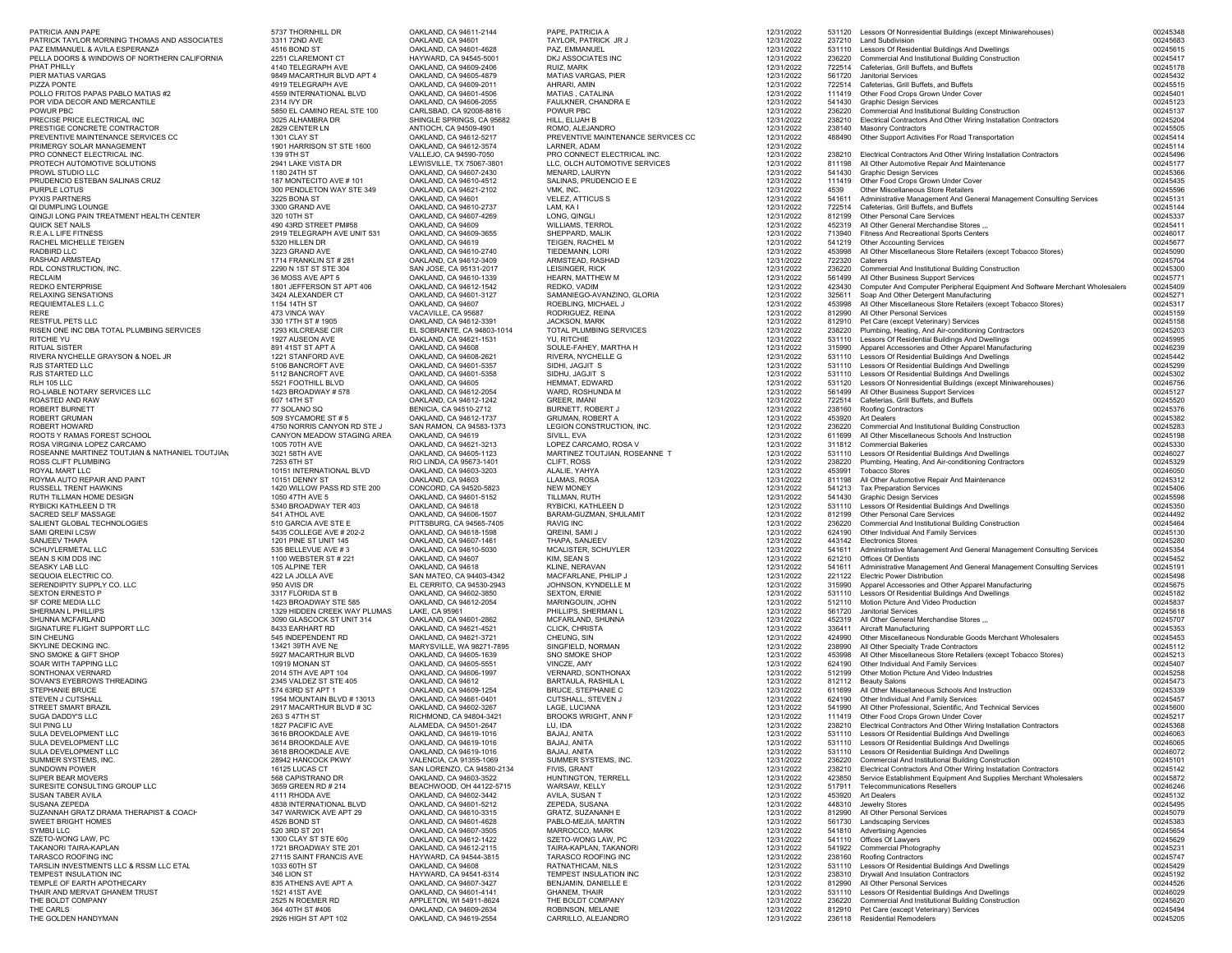| | | | | | | | |
|---|---|---|---|---|---|---|---|
| PATRICIA ANN PAPE | 5737 THORNHILL DR | OAKLAND, CA 94611-2144 | PAPE, PATRICIA A | 12/31/2022 | 531120 | Lessors Of Nonresidential Buildings (except Miniwarehouses) | 00245348 |
| PATRICK TAYLOR MORNING THOMAS AND ASSOCIATES | 3311 72ND AVE | OAKLAND, CA 94601 | TAYLOR, PATRICK JR J | 12/31/2022 | 237210 | Land Subdivision | 00245683 |
| PAZ EMMANUEL & AVILA ESPERANZA | 4516 BOND ST | OAKLAND, CA 94601-4628 | PAZ, EMMANUEL | 12/31/2022 | 531110 | Lessors Of Residential Buildings And Dwellings | 00245615 |
| PELLA DOORS & WINDOWS OF NORTHERN CALIFORNIA | 2251 CLAREMONT CT | HAYWARD, CA 94545-5001 | DKJ ASSOCIATES INC | 12/31/2022 | 236220 | Commercial And Institutional Building Construction | 00245417 |
| PHAT PHILLY | 4140 TELEGRAPH AVE | OAKLAND, CA 94609-2406 | RUIZ, MARK | 12/31/2022 | 722514 | Cafeterias, Grill Buffets, and Buffets | 00245178 |
| PIER MATIAS VARGAS | 9849 MACARTHUR BLVD APT 4 | OAKLAND, CA 94605-4879 | MATIAS VARGAS, PIER | 12/31/2022 | 561720 | Janitorial Services | 00245432 |
| PIZZA PONTE | 4919 TELEGRAPH AVE | OAKLAND, CA 94609-2011 | AHRARI, AMIN | 12/31/2022 | 722514 | Cafeterias, Grill Buffets, and Buffets | 00245515 |
| POLLO FRITOS PAPAS PABLO MATIAS #2 | 4559 INTERNATIONAL BLVD | OAKLAND, CA 94601-4506 | MATIAS , CATALINA | 12/31/2022 | 111419 | Other Food Crops Grown Under Cover | 00245401 |
| POR VIDA DECOR AND MERCANTILE | 2314 IVY DR | OAKLAND, CA 94606-2055 | FAULKNER, CHANDRA E | 12/31/2022 | 541430 | Graphic Design Services | 00245123 |
| POWUR PBC | 5850 EL CAMINO REAL STE 100 | CARLSBAD, CA 92008-8816 | POWUR PBC | 12/31/2022 | 236220 | Commercial And Institutional Building Construction | 00245137 |
| PRECISE PRICE ELECTRICAL INC | 3025 ALHAMBRA DR | SHINGLE SPRINGS, CA 95682 | HILL, ELIJAH B | 12/31/2022 | 238210 | Electrical Contractors And Other Wiring Installation Contractors | 00245204 |
| PRESTIGE CONCRETE CONTRACTOR | 2829 CENTER LN | ANTIOCH, CA 94509-4901 | ROMO, ALEJANDRO | 12/31/2022 | 238140 | Masonry Contractors | 00245505 |
| PREVENTIVE MAINTENANCE SERVICES CC | 1301 CLAY ST | OAKLAND, CA 94612-5217 | PREVENTIVE MAINTENANCE SERVICES CC | 12/31/2022 | 488490 | Other Support Activities For Road Transportation | 00245414 |
| PRIMERGY SOLAR MANAGEMENT | 1901 HARRISON ST STE 1600 | OAKLAND, CA 94612-3574 | LARNER, ADAM | 12/31/2022 | | | 00245114 |
| PRO CONNECT ELECTRICAL INC. | 139 9TH ST | VALLEJO, CA 94590-7050 | PRO CONNECT ELECTRICAL INC. | 12/31/2022 | 238210 | Electrical Contractors And Other Wiring Installation Contractors | 00245496 |
| PROTECH AUTOMOTIVE SOLUTIONS | 2941 LAKE VISTA DR | LEWISVILLE, TX 75067-3801 | LLC, OLCH AUTOMOTIVE SERVICES | 12/31/2022 | 811198 | All Other Automotive Repair And Maintenance | 00245177 |
| PROWL STUDIO LLC | 1180 24TH ST | OAKLAND, CA 94607-2430 | MENARD, LAURYN | 12/31/2022 | 541430 | Graphic Design Services | 00245366 |
| PRUDENCIO ESTEBAN SALINAS CRUZ | 187 MONTECITO AVE # 101 | OAKLAND, CA 94610-4512 | SALINAS, PRUDENCIO E E | 12/31/2022 | 111419 | Other Food Crops Grown Under Cover | 00245435 |
| PURPLE LOTUS | 300 PENDLETON WAY STE 349 | OAKLAND, CA 94621-2102 | VMK, INC. | 12/31/2022 | 4539 | Other Miscellaneous Store Retailers | 00245596 |
| PYXIS PARTNERS | 3225 BONA ST | OAKLAND, CA 94601 | VELEZ, ATTICUS S | 12/31/2022 | 541611 | Administrative Management And General Management Consulting Services | 00245131 |
| QI DUMPLING LOUNGE | 3300 GRAND AVE | OAKLAND, CA 94610-2737 | LAM, KA I | 12/31/2022 | 722514 | Cafeterias, Grill Buffets, and Buffets | 00245144 |
| QINGJI LONG PAIN TREATMENT HEALTH CENTER | 320 10TH ST | OAKLAND, CA 94607-4269 | LONG, QINGLI | 12/31/2022 | 812199 | Other Personal Care Services | 00245337 |
| QUICK SET NAILS | 490 43RD STREET PM#58 | OAKLAND, CA 94609 | WILLIAMS, TERROL | 12/31/2022 | 452319 | All Other General Merchandise Stores ,,, | 00245411 |
| R.E.A.L LIFE FITNESS | 2919 TELEGRAPH AVE UNIT 531 | OAKLAND, CA 94609-3655 | SHEPPARD, MALIK | 12/31/2022 | 713940 | Fitness And Recreational Sports Centers | 00246017 |
| RACHEL MICHELLE TEIGEN | 5320 HILLEN DR | OAKLAND, CA 94619 | TEIGEN, RACHEL M | 12/31/2022 | 541219 | Other Accounting Services | 00245677 |
| RADBIRD LLC | 3223 GRAND AVE | OAKLAND, CA 94610-2740 | TIEDEMANN, LORI | 12/31/2022 | 453998 | All Other Miscellaneous Store Retailers (except Tobacco Stores) | 00245090 |
| RASHAD ARMSTEAD | 1714 FRANKLIN ST # 281 | OAKLAND, CA 94612-3409 | ARMSTEAD, RASHAD | 12/31/2022 | 722320 | Caterers | 00245704 |
| RDL CONSTRUCTION, INC. | 2290 N 1ST ST STE 304 | SAN JOSE, CA 95131-2017 | LEISINGER, RICK | 12/31/2022 | 236220 | Commercial And Institutional Building Construction | 00245300 |
| RECLAIM | 36 MOSS AVE APT 5 | OAKLAND, CA 94610-1339 | HEARN, MATTHEW M | 12/31/2022 | 561499 | All Other Business Support Services | 00245771 |
| REDKO ENTERPRISE | 1801 JEFFERSON ST APT 406 | OAKLAND, CA 94612-1542 | REDKO, VADIM | 12/31/2022 | 423430 | Computer And Computer Peripheral Equipment And Software Merchant Wholesalers | 00245409 |
| RELAXING SENSATIONS | 3424 ALEXANDER CT | OAKLAND, CA 94601-3127 | SAMANIEGO-AVANZINO, GLORIA | 12/31/2022 | 325611 | Soap And Other Detergent Manufacturing | 00245271 |
| REQUIEMTALES L.L.C | 1154 14TH ST | OAKLAND, CA 94607 | ROEBLING, MICHAEL J | 12/31/2022 | 453998 | All Other Miscellaneous Store Retailers (except Tobacco Stores) | 00245317 |
| RERE | 473 VINCA WAY | VACAVILLE, CA 95687 | RODRIGUEZ, REINA | 12/31/2022 | 812990 | All Other Personal Services | 00245159 |
| RESTFUL PETS LLC | 330 17TH ST # 1905 | OAKLAND, CA 94612-3391 | JACKSON, MARK | 12/31/2022 | 812910 | Pet Care (except Veterinary) Services | 00245158 |
| RISEN ONE INC DBA TOTAL PLUMBING SERVICES | 1293 KILCREASE CIR | EL SOBRANTE, CA 94803-1014 | TOTAL PLUMBING SERVICES | 12/31/2022 | 238220 | Plumbing, Heating, And Air-conditioning Contractors | 00245203 |
| RITCHIE YU | 1927 AUSEON AVE | OAKLAND, CA 94621-1531 | YU, RITCHIE | 12/31/2022 | 531110 | Lessors Of Residential Buildings And Dwellings | 00245995 |
| RITUAL SISTER | 891 41ST ST APT A | OAKLAND, CA 94608 | SOULE-FAHEY, MARTHA H | 12/31/2022 | 315990 | Apparel Accessories and Other Apparel Manufacturing | 00246239 |
| RIVERA NYCHELLE GRAYSON & NOEL JR | 1221 STANFORD AVE | OAKLAND, CA 94608-2621 | RIVERA, NYCHELLE G | 12/31/2022 | 531110 | Lessors Of Residential Buildings And Dwellings | 00245442 |
| RJS STARTED LLC | 5106 BANCROFT AVE | OAKLAND, CA 94601-5357 | SIDHU, JAGJIT S | 12/31/2022 | 531110 | Lessors Of Residential Buildings And Dwellings | 00245299 |
| RJS STARTED LLC | 5112 BANCROFT AVE | OAKLAND, CA 94601-5358 | SIDHU, JAGJIT S | 12/31/2022 | 531110 | Lessors Of Residential Buildings And Dwellings | 00245302 |
| RLH 105 LLC | 5521 FOOTHILL BLVD | OAKLAND, CA 94605 | HEMMAT, EDWARD | 12/31/2022 | 531120 | Lessors Of Nonresidential Buildings (except Miniwarehouses) | 00246756 |
| RO-LIABLE NOTARY SERVICES LLC | 1423 BROADWAY # 578 | OAKLAND, CA 94612-2054 | WARD, ROSHUNDA M | 12/31/2022 | 561499 | All Other Business Support Services | 00245127 |
| ROASTED AND RAW | 607 14TH ST | OAKLAND, CA 94612-1242 | GREER, IMANI | 12/31/2022 | 722514 | Cafeterias, Grill Buffets, and Buffets | 00245520 |
| ROBERT BURNETT | 77 SOLANO SQ | BENICIA, CA 94510-2712 | BURNETT, ROBERT J | 12/31/2022 | 238160 | Roofing Contractors | 00245376 |
| ROBERT GRUMAN | 509 SYCAMORE ST # 5 | OAKLAND, CA 94612-1737 | GRUMAN, ROBERT A | 12/31/2022 | 453920 | Art Dealers | 00245382 |
| ROBERT HOWARD | 4750 NORRIS CANYON RD STE J | SAN RAMON, CA 94583-1373 | LEGION CONSTRUCTION, INC. | 12/31/2022 | 236220 | Commercial And Institutional Building Construction | 00245283 |
| ROOTS Y RAMAS FOREST SCHOOL | CANYON MEADOW STAGING AREA | OAKLAND, CA 94619 | SIVILL, EVA | 12/31/2022 | 611699 | All Other Miscellaneous Schools And Instruction | 00245198 |
| ROSA VIRGINIA LOPEZ CARCAMO | 1005 70TH AVE | OAKLAND, CA 94621-3213 | LOPEZ CARCAMO, ROSA V | 12/31/2022 | 311812 | Commercial Bakeries | 00245330 |
| ROSEANNE MARTINEZ TOUTJIAN & NATHANIEL TOUTJIAN | 3021 58TH AVE | OAKLAND, CA 94605-1123 | MARTINEZ TOUTJIAN, ROSEANNE T | 12/31/2022 | 531110 | Lessors Of Residential Buildings And Dwellings | 00246027 |
| ROSS CLIFT PLUMBING | 7253 6TH ST | RIO LINDA, CA 95673-1401 | CLIFT, ROSS | 12/31/2022 | 238220 | Plumbing, Heating, And Air-conditioning Contractors | 00245329 |
| ROYAL MART LLC | 10151 INTERNATIONAL BLVD | OAKLAND, CA 94603-3203 | ALALIE, YAHYA | 12/31/2022 | 453991 | Tobacco Stores | 00246050 |
| ROYMA AUTO REPAIR AND PAINT | 10151 DENNY ST | OAKLAND, CA 94603 | LLAMAS, ROSA | 12/31/2022 | 811198 | All Other Automotive Repair And Maintenance | 00245312 |
| RUSSELL TRENT HAWKINS | 1420 WILLOW PASS RD STE 200 | CONCORD, CA 94520-5823 | NEW MONEY | 12/31/2022 | 541213 | Tax Preparation Services | 00245406 |
| RUTH TILLMAN HOME DESIGN | 1050 47TH AVE 5 | OAKLAND, CA 94601-5152 | TILLMAN, RUTH | 12/31/2022 | 541430 | Graphic Design Services | 00245598 |
| RYBICKI KATHLEEN D TR | 5340 BROADWAY TER 403 | OAKLAND, CA 94618 | RYBICKI, KATHLEEN D | 12/31/2022 | 531110 | Lessors Of Residential Buildings And Dwellings | 00245350 |
| SACRED SELF MASSAGE | 541 ATHOL AVE | OAKLAND, CA 94606-1507 | BARAM-GUZMAN, SHULAMIT | 12/31/2022 | 812199 | Other Personal Care Services | 00244492 |
| SALIENT GLOBAL TECHNOLOGIES | 510 GARCIA AVE STE E | PITTSBURG, CA 94565-7405 | RAVIG INC | 12/31/2022 | 236220 | Commercial And Institutional Building Construction | 00245464 |
| SAMI QREINI LCSW | 5435 COLLEGE AVE # 202-2 | OAKLAND, CA 94618-1598 | QREINI, SAMI J | 12/31/2022 | 624190 | Other Individual And Family Services | 00245130 |
| SANJEEV THAPA | 1201 PINE ST UNIT 145 | OAKLAND, CA 94607-1461 | THAPA, SANJEEV | 12/31/2022 | 443142 | Electronics Stores | 00245280 |
| SCHUYLERMETAL LLC | 535 BELLEVUE AVE # 3 | OAKLAND, CA 94610-5030 | MCALISTER, SCHUYLER | 12/31/2022 | 541611 | Administrative Management And General Management Consulting Services | 00245354 |
| SEAN S KIM DDS INC | 1100 WEBSTER ST # 221 | OAKLAND, CA 94607 | KIM, SEAN S | 12/31/2022 | 621210 | Offices Of Dentists | 00245452 |
| SEASKY LAB LLC | 105 ALPINE TER | OAKLAND, CA 94618 | KLINE, NERAVAN | 12/31/2022 | 541611 | Administrative Management And General Management Consulting Services | 00245191 |
| SEQUOIA ELECTRIC CO. | 422 LA JOLLA AVE | SAN MATEO, CA 94403-4342 | MACFARLANE, PHILIP J | 12/31/2022 | 221122 | Electric Power Distribution | 00245498 |
| SERENDIPITY SUPPLY CO. LLC | 950 AVIS DR | EL CERRITO, CA 94530-2943 | JOHNSON, KYNDELLE M | 12/31/2022 | 315990 | Apparel Accessories and Other Apparel Manufacturing | 00245675 |
| SEXTON ERNESTO P | 3317 FLORIDA ST B | OAKLAND, CA 94602-3850 | SEXTON, ERNIE | 12/31/2022 | 531110 | Lessors Of Residential Buildings And Dwellings | 00245182 |
| SF CORE MEDIA LLC | 1423 BROADWAY STE 585 | OAKLAND, CA 94612-2054 | MARINGOUIN, JOHN | 12/31/2022 | 512110 | Motion Picture And Video Production | 00245837 |
| SHERMAN L PHILLIPS | 1329 HIDDEN CREEK WAY PLUMAS | LAKE, CA 95961 | PHILLIPS, SHERMAN L | 12/31/2022 | 561720 | Janitorial Services | 00245618 |
| SHUNNA MCFARLAND | 3090 GLASCOCK ST UNIT 314 | OAKLAND, CA 94601-2862 | MCFARLAND, SHUNNA | 12/31/2022 | 452319 | All Other General Merchandise Stores ,,, | 00245707 |
| SIGNATURE FLIGHT SUPPORT LLC | 8433 EARHART RD | OAKLAND, CA 94621-4521 | CLICK, CHRISTA | 12/31/2022 | 336411 | Aircraft Manufacturing | 00245353 |
| SIN CHEUNG | 545 INDEPENDENT RD | OAKLAND, CA 94621-3721 | CHEUNG, SIN | 12/31/2022 | 424990 | Other Miscellaneous Nondurable Goods Merchant Wholesalers | 00245453 |
| SKYLINE DECKING INC. | 13421 39TH AVE NE | MARYSVILLE, WA 98271-7895 | SINGFIELD, NORMAN | 12/31/2022 | 238990 | All Other Specialty Trade Contractors | 00245112 |
| SNO SMOKE & GIFT SHOP | 5927 MACARTHUR BLVD | OAKLAND, CA 94605-1639 | SNO SMOKE SHOP | 12/31/2022 | 453998 | All Other Miscellaneous Store Retailers (except Tobacco Stores) | 00245213 |
| SOAR WITH TAPPING LLC | 10919 MONAN ST | OAKLAND, CA 94605-5551 | VINCZE, AMY | 12/31/2022 | 624190 | Other Individual And Family Services | 00245407 |
| SONTHONAX VERNARD | 2014 5TH AVE APT 104 | OAKLAND, CA 94606-1997 | VERNARD, SONTHONAX | 12/31/2022 | 512199 | Other Motion Picture And Video Industries | 00245258 |
| SOVAN'S EYEBROWS THREADING | 2345 VALDEZ ST STE 405 | OAKLAND, CA 94612 | BARTAULA, RASHILA L | 12/31/2022 | 812112 | Beauty Salons | 00245473 |
| STEPHANIE BRUCE | 574 63RD ST APT 1 | OAKLAND, CA 94609-1254 | BRUCE, STEPHANIE C | 12/31/2022 | 611699 | All Other Miscellaneous Schools And Instruction | 00245339 |
| STEVEN J CUTSHALL | 1954 MOUNTAIN BLVD # 13013 | OAKLAND, CA 94661-0401 | CUTSHALL, STEVEN J | 12/31/2022 | 624190 | Other Individual And Family Services | 00245457 |
| STREET SMART BRAZIL | 2917 MACARTHUR BLVD # 3C | OAKLAND, CA 94602-3267 | LAGE, LUCIANA | 12/31/2022 | 541990 | All Other Professional, Scientific, And Technical Services | 00245600 |
| SUGA DADDY'S LLC | 263 S 47TH ST | RICHMOND, CA 94804-3421 | BROOKS WRIGHT, ANN F | 12/31/2022 | 111419 | Other Food Crops Grown Under Cover | 00245217 |
| SUI PING LU | 1827 PACIFIC AVE | ALAMEDA, CA 94501-2647 | LU, IDA | 12/31/2022 | 238210 | Electrical Contractors And Other Wiring Installation Contractors | 00245368 |
| SULA DEVELOPMENT LLC | 3616 BROOKDALE AVE | OAKLAND, CA 94619-1016 | BAJAJ, ANITA | 12/31/2022 | 531110 | Lessors Of Residential Buildings And Dwellings | 00246063 |
| SULA DEVELOPMENT LLC | 3614 BROOKDALE AVE | OAKLAND, CA 94619-1016 | BAJAJ, ANITA | 12/31/2022 | 531110 | Lessors Of Residential Buildings And Dwellings | 00246065 |
| SULA DEVELOPMENT LLC | 3618 BROOKDALE AVE | OAKLAND, CA 94619-1016 | BAJAJ, ANITA | 12/31/2022 | 531110 | Lessors Of Residential Buildings And Dwellings | 00246072 |
| SUMMER SYSTEMS, INC. | 28942 HANCOCK PKWY | VALENCIA, CA 91355-1069 | SUMMER SYSTEMS, INC. | 12/31/2022 | 236220 | Commercial And Institutional Building Construction | 00245101 |
| SUNDOWN POWER | 16125 LUCAS CT | SAN LORENZO, CA 94580-2134 | FIVIS, GRANT | 12/31/2022 | 238210 | Electrical Contractors And Other Wiring Installation Contractors | 00245142 |
| SUPER BEAR MOVERS | 568 CAPISTRANO DR | OAKLAND, CA 94603-3522 | HUNTINGTON, TERRELL | 12/31/2022 | 423850 | Service Establishment Equipment And Supplies Merchant Wholesalers | 00245872 |
| SURESITE CONSULTING GROUP LLC | 3659 GREEN RD # 214 | BEACHWOOD, OH 44122-5715 | WARSAW, KELLY | 12/31/2022 | 517911 | Telecommunications Resellers | 00246246 |
| SUSAN TABER AVILA | 4111 RHODA AVE | OAKLAND, CA 94602-3442 | AVILA, SUSAN T | 12/31/2022 | 453920 | Art Dealers | 00245132 |
| SUSANA ZEPEDA | 4838 INTERNATIONAL BLVD | OAKLAND, CA 94601-5212 | ZEPEDA, SUSANA | 12/31/2022 | 448310 | Jewelry Stores | 00245495 |
| SUZANNAH GRATZ DRAMA THERAPIST & COACH | 347 WARWICK AVE APT 29 | OAKLAND, CA 94610-3315 | GRATZ, SUZANANH E | 12/31/2022 | 812990 | All Other Personal Services | 00245079 |
| SWEET BRIGHT HOMES | 4526 BOND ST | OAKLAND, CA 94601-4628 | PABLO-MEJIA, MARTIN | 12/31/2022 | 561730 | Landscaping Services | 00245383 |
| SYMBU LLC | 520 3RD ST 201 | OAKLAND, CA 94607-3505 | MARROCCO, MARK | 12/31/2022 | 541810 | Advertising Agencies | 00245654 |
| SZETO-WONG LAW, PC | 1300 CLAY ST STE 600 | OAKLAND, CA 94612-1422 | SZETO-WONG LAW, PC | 12/31/2022 | 541110 | Offices Of Lawyers | 00245629 |
| TAKANORI TAIRA-KAPLAN | 1721 BROADWAY STE 201 | OAKLAND, CA 94612-2115 | TAIRA-KAPLAN, TAKANORI | 12/31/2022 | 541922 | Commercial Photography | 00245231 |
| TARASCO ROOFING INC | 27115 SAINT FRANCIS AVE | HAYWARD, CA 94544-3815 | TARASCO ROOFING INC | 12/31/2022 | 238160 | Roofing Contractors | 00245747 |
| TARSLIN INVESTMENTS LLC & RSSM LLC ETAL | 1033 60TH ST | OAKLAND, CA 94608 | RATNATHICAM, NILS | 12/31/2022 | 531110 | Lessors Of Residential Buildings And Dwellings | 00245429 |
| TEMPEST INSULATION INC | 346 LION ST | HAYWARD, CA 94541-6314 | TEMPEST INSULATION INC | 12/31/2022 | 238310 | Drywall And Insulation Contractors | 00245192 |
| TEMPLE OF EARTH APOTHECARY | 835 ATHENS AVE APT A | OAKLAND, CA 94607-3427 | BENJAMIN, DANIELLE E | 12/31/2022 | 812990 | All Other Personal Services | 00244526 |
| THAIR AND MERVAT GHANEM TRUST | 1521 41ST AVE | OAKLAND, CA 94601-4141 | GHANEM, THAIR | 12/31/2022 | 531110 | Lessors Of Residential Buildings And Dwellings | 00246029 |
| THE BOLDT COMPANY | 2525 N ROEMER RD | APPLETON, WI 54911-8624 | THE BOLDT COMPANY | 12/31/2022 | 236220 | Commercial And Institutional Building Construction | 00245620 |
| THE CARLS | 364 40TH ST #406 | OAKLAND, CA 94609-2634 | ROBINSON, MELANIE | 12/31/2022 | 812910 | Pet Care (except Veterinary) Services | 00245494 |
| THE GOLDEN HANDYMAN | 2926 HIGH ST APT 102 | OAKLAND, CA 94619-2554 | CARRILLO, ALEJANDRO | 12/31/2022 | 236118 | Residential Remodelers | 00245205 |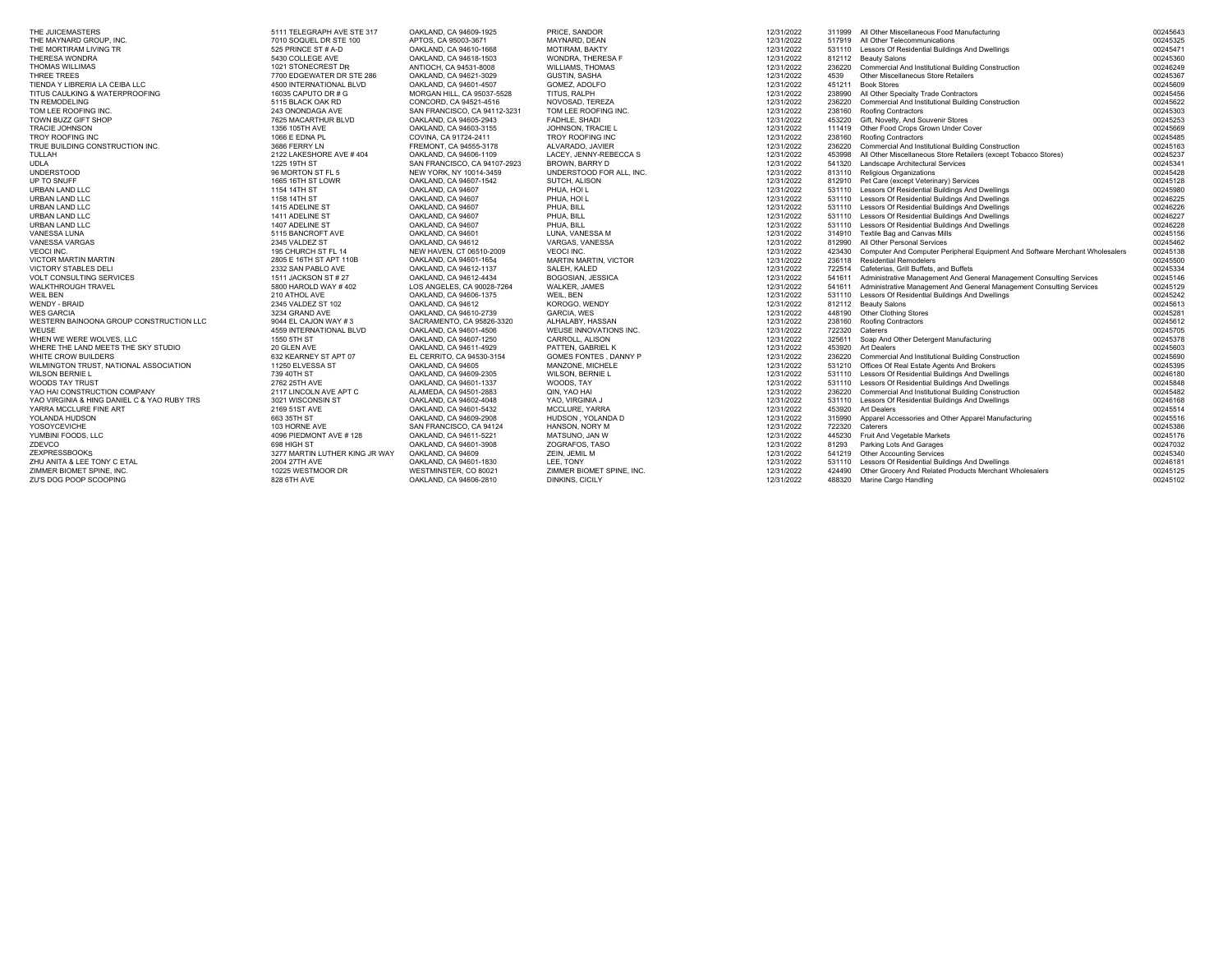| | | | | | | | |
|---|---|---|---|---|---|---|---|
| THE JUICEMASTERS | 5111 TELEGRAPH AVE STE 317 | OAKLAND, CA 94609-1925 | PRICE, SANDOR | 12/31/2022 | 311999 | All Other Miscellaneous Food Manufacturing | 00245643 |
| THE MAYNARD GROUP, INC. | 7010 SOQUEL DR STE 100 | APTOS, CA 95003-3671 | MAYNARD, DEAN | 12/31/2022 | 517919 | All Other Telecommunications | 00245325 |
| THE MORTIRAM LIVING TR | 525 PRINCE ST # A-D | OAKLAND, CA 94610-1668 | MOTIRAM, BAKTY | 12/31/2022 | 531110 | Lessors Of Residential Buildings And Dwellings | 00245471 |
| THERESA WONDRA | 5430 COLLEGE AVE | OAKLAND, CA 94618-1503 | WONDRA, THERESA F | 12/31/2022 | 812112 | Beauty Salons | 00245360 |
| THOMAS WILLIMAS | 1021 STONECREST DR | ANTIOCH, CA 94531-8008 | WILLIAMS, THOMAS | 12/31/2022 | 236220 | Commercial And Institutional Building Construction | 00246249 |
| THREE TREES | 7700 EDGEWATER DR STE 286 | OAKLAND, CA 94621-3029 | GUSTIN, SASHA | 12/31/2022 | 4539 | Other Miscellaneous Store Retailers | 00245367 |
| TIENDA Y LIBRERIA LA CEIBA LLC | 4500 INTERNATIONAL BLVD | OAKLAND, CA 94601-4507 | GOMEZ, ADOLFO | 12/31/2022 | 451211 | Book Stores | 00245609 |
| TITUS CAULKING & WATERPROOFING | 16035 CAPUTO DR # G | MORGAN HILL, CA 95037-5528 | TITUS, RALPH | 12/31/2022 | 238990 | All Other Specialty Trade Contractors | 00245456 |
| TN REMODELING | 5115 BLACK OAK RD | CONCORD, CA 94521-4516 | NOVOSAD, TEREZA | 12/31/2022 | 236220 | Commercial And Institutional Building Construction | 00245622 |
| TOM LEE ROOFING INC. | 243 ONONDAGA AVE | SAN FRANCISCO, CA 94112-3231 | TOM LEE ROOFING INC. | 12/31/2022 | 238160 | Roofing Contractors | 00245303 |
| TOWN BUZZ GIFT SHOP | 7625 MACARTHUR BLVD | OAKLAND, CA 94605-2943 | FADHLE, SHADI | 12/31/2022 | 453220 | Gift, Novelty, And Souvenir Stores | 00245253 |
| TRACIE JOHNSON | 1356 105TH AVE | OAKLAND, CA 94603-3155 | JOHNSON, TRACIE L | 12/31/2022 | 111419 | Other Food Crops Grown Under Cover | 00245669 |
| TROY ROOFING INC | 1066 E EDNA PL | COVINA, CA 91724-2411 | TROY ROOFING INC | 12/31/2022 | 238160 | Roofing Contractors | 00245485 |
| TRUE BUILDING CONSTRUCTION INC. | 3686 FERRY LN | FREMONT, CA 94555-3178 | ALVARADO, JAVIER | 12/31/2022 | 236220 | Commercial And Institutional Building Construction | 00245163 |
| TULLAH | 2122 LAKESHORE AVE # 404 | OAKLAND, CA 94606-1109 | LACEY, JENNY-REBECCA S | 12/31/2022 | 453998 | All Other Miscellaneous Store Retailers (except Tobacco Stores) | 00245237 |
| UDLA | 1225 19TH ST | SAN FRANCISCO, CA 94107-2923 | BROWN, BARRY D | 12/31/2022 | 541320 | Landscape Architectural Services | 00245341 |
| UNDERSTOOD | 96 MORTON ST FL 5 | NEW YORK, NY 10014-3459 | UNDERSTOOD FOR ALL, INC. | 12/31/2022 | 813110 | Religious Organizations | 00245428 |
| UP TO SNUFF | 1665 16TH ST LOWR | OAKLAND, CA 94607-1542 | SUTCH, ALISON | 12/31/2022 | 812910 | Pet Care (except Veterinary) Services | 00245128 |
| URBAN LAND LLC | 1154 14TH ST | OAKLAND, CA 94607 | PHUA, HOI L | 12/31/2022 | 531110 | Lessors Of Residential Buildings And Dwellings | 00245980 |
| URBAN LAND LLC | 1158 14TH ST | OAKLAND, CA 94607 | PHUA, HOI L | 12/31/2022 | 531110 | Lessors Of Residential Buildings And Dwellings | 00246225 |
| URBAN LAND LLC | 1415 ADELINE ST | OAKLAND, CA 94607 | PHUA, BILL | 12/31/2022 | 531110 | Lessors Of Residential Buildings And Dwellings | 00246226 |
| URBAN LAND LLC | 1411 ADELINE ST | OAKLAND, CA 94607 | PHUA, BILL | 12/31/2022 | 531110 | Lessors Of Residential Buildings And Dwellings | 00246227 |
| URBAN LAND LLC | 1407 ADELINE ST | OAKLAND, CA 94607 | PHUA, BILL | 12/31/2022 | 531110 | Lessors Of Residential Buildings And Dwellings | 00246228 |
| VANESSA LUNA | 5115 BANCROFT AVE | OAKLAND, CA 94601 | LUNA, VANESSA M | 12/31/2022 | 314910 | Textile Bag and Canvas Mills | 00245156 |
| VANESSA VARGAS | 2345 VALDEZ ST | OAKLAND, CA 94612 | VARGAS, VANESSA | 12/31/2022 | 812990 | All Other Personal Services | 00245462 |
| VEOCI INC. | 195 CHURCH ST FL 14 | NEW HAVEN, CT 06510-2009 | VEOCI INC. | 12/31/2022 | 423430 | Computer And Computer Peripheral Equipment And Software Merchant Wholesalers | 00245138 |
| VICTOR MARTIN MARTIN | 2805 E 16TH ST APT 110B | OAKLAND, CA 94601-1654 | MARTIN MARTIN, VICTOR | 12/31/2022 | 236118 | Residential Remodelers | 00245500 |
| VICTORY STABLES DELI | 2332 SAN PABLO AVE | OAKLAND, CA 94612-1137 | SALEH, KALED | 12/31/2022 | 722514 | Cafeterias, Grill Buffets, and Buffets | 00245334 |
| VOLT CONSULTING SERVICES | 1511 JACKSON ST # 27 | OAKLAND, CA 94612-4434 | BOGOSIAN, JESSICA | 12/31/2022 | 541611 | Administrative Management And General Management Consulting Services | 00245146 |
| WALKTHROUGH TRAVEL | 5800 HAROLD WAY # 402 | LOS ANGELES, CA 90028-7264 | WALKER, JAMES | 12/31/2022 | 541611 | Administrative Management And General Management Consulting Services | 00245129 |
| WEIL BEN | 210 ATHOL AVE | OAKLAND, CA 94606-1375 | WEIL, BEN | 12/31/2022 | 531110 | Lessors Of Residential Buildings And Dwellings | 00245242 |
| WENDY - BRAID | 2345 VALDEZ ST 102 | OAKLAND, CA 94612 | KOROGO, WENDY | 12/31/2022 | 812112 | Beauty Salons | 00245613 |
| WES GARCIA | 3234 GRAND AVE | OAKLAND, CA 94610-2739 | GARCIA, WES | 12/31/2022 | 448190 | Other Clothing Stores | 00245281 |
| WESTERN BAINOONA GROUP CONSTRUCTION LLC | 9044 EL CAJON WAY # 3 | SACRAMENTO, CA 95826-3320 | ALHALABY, HASSAN | 12/31/2022 | 238160 | Roofing Contractors | 00245612 |
| WEUSE | 4559 INTERNATIONAL BLVD | OAKLAND, CA 94601-4506 | WEUSE INNOVATIONS INC. | 12/31/2022 | 722320 | Caterers | 00245705 |
| WHEN WE WERE WOLVES, LLC | 1550 5TH ST | OAKLAND, CA 94607-1250 | CARROLL, ALISON | 12/31/2022 | 325611 | Soap And Other Detergent Manufacturing | 00245378 |
| WHERE THE LAND MEETS THE SKY STUDIO | 20 GLEN AVE | OAKLAND, CA 94611-4929 | PATTEN, GABRIEL K | 12/31/2022 | 453920 | Art Dealers | 00245603 |
| WHITE CROW BUILDERS | 632 KEARNEY ST APT 07 | EL CERRITO, CA 94530-3154 | GOMES FONTES , DANNY P | 12/31/2022 | 236220 | Commercial And Institutional Building Construction | 00245690 |
| WILMINGTON TRUST, NATIONAL ASSOCIATION | 11250 ELVESSA ST | OAKLAND, CA 94605 | MANZONE, MICHELE | 12/31/2022 | 531210 | Offices Of Real Estate Agents And Brokers | 00245395 |
| WILSON BERNIE L | 739 40TH ST | OAKLAND, CA 94609-2305 | WILSON, BERNIE L | 12/31/2022 | 531110 | Lessors Of Residential Buildings And Dwellings | 00246180 |
| WOODS TAY TRUST | 2762 25TH AVE | OAKLAND, CA 94601-1337 | WOODS, TAY | 12/31/2022 | 531110 | Lessors Of Residential Buildings And Dwellings | 00245848 |
| YAO HAI CONSTRUCTION COMPANY | 2117 LINCOLN AVE APT C | ALAMEDA, CA 94501-2883 | QIN, YAO HAI | 12/31/2022 | 236220 | Commercial And Institutional Building Construction | 00245482 |
| YAO VIRGINIA & HING DANIEL C & YAO RUBY TRS | 3021 WISCONSIN ST | OAKLAND, CA 94602-4048 | YAO, VIRGINIA J | 12/31/2022 | 531110 | Lessors Of Residential Buildings And Dwellings | 00246168 |
| YARRA MCCLURE FINE ART | 2169 51ST AVE | OAKLAND, CA 94601-5432 | MCCLURE, YARRA | 12/31/2022 | 453920 | Art Dealers | 00245514 |
| YOLANDA HUDSON | 663 35TH ST | OAKLAND, CA 94609-2908 | HUDSON , YOLANDA D | 12/31/2022 | 315990 | Apparel Accessories and Other Apparel Manufacturing | 00245516 |
| YOSOYCEVICHE | 103 HORNE AVE | SAN FRANCISCO, CA 94124 | HANSON, NORY M | 12/31/2022 | 722320 | Caterers | 00245386 |
| YUMBINI FOODS, LLC | 4096 PIEDMONT AVE # 128 | OAKLAND, CA 94611-5221 | MATSUNO, JAN W | 12/31/2022 | 445230 | Fruit And Vegetable Markets | 00245176 |
| ZDEVCO | 698 HIGH ST | OAKLAND, CA 94601-3908 | ZOGRAFOS, TASO | 12/31/2022 | 81293 | Parking Lots And Garages | 00247032 |
| ZEXPRESSBOOKS | 3277 MARTIN LUTHER KING JR WAY | OAKLAND, CA 94609 | ZEIN, JEMIL M | 12/31/2022 | 541219 | Other Accounting Services | 00245340 |
| ZHU ANITA & LEE TONY C ETAL | 2004 27TH AVE | OAKLAND, CA 94601-1830 | LEE, TONY | 12/31/2022 | 531110 | Lessors Of Residential Buildings And Dwellings | 00246181 |
| ZIMMER BIOMET SPINE, INC. | 10225 WESTMOOR DR | WESTMINSTER, CO 80021 | ZIMMER BIOMET SPINE, INC. | 12/31/2022 | 424490 | Other Grocery And Related Products Merchant Wholesalers | 00245125 |
| ZU'S DOG POOP SCOOPING | 828 6TH AVE | OAKLAND, CA 94606-2810 | DINKINS, CICILY | 12/31/2022 | 488320 | Marine Cargo Handling | 00245102 |